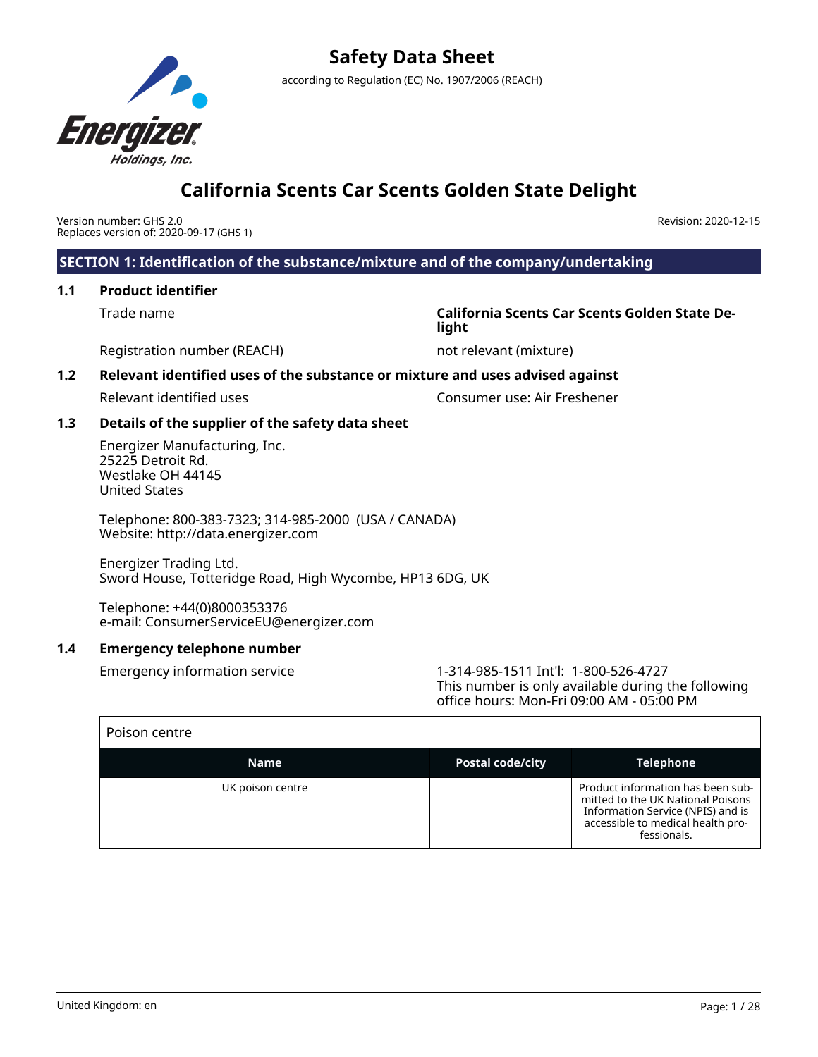# Safety Data Sheet

according to Regulation (EC) No. 1907/2006 (REACH)

Energizer Holdings, Inc.

# California Scents Car Scents Golden State Delight

Version number: GHS 2.0
Replaces version of: 2020-09-17 (GHS 1)

Revision: 2020-12-15

## SECTION 1: Identification of the substance/mixture and of the company/undertaking

### 1.1 Product identifier

| | |
|---|---|
| Trade name | **California Scents Car Scents Golden State Delight** |
| Registration number (REACH) | not relevant (mixture) |

### 1.2 Relevant identified uses of the substance or mixture and uses advised against

| | |
|---|---|
| Relevant identified uses | Consumer use: Air Freshener |

### 1.3 Details of the supplier of the safety data sheet

Energizer Manufacturing, Inc.
25225 Detroit Rd.
Westlake OH 44145
United States

Telephone: 800-383-7323; 314-985-2000 (USA / CANADA)
Website: http://data.energizer.com

Energizer Trading Ltd.
Sword House, Totteridge Road, High Wycombe, HP13 6DG, UK

Telephone: +44(0)8000353376
e-mail: ConsumerServiceEU@energizer.com

### 1.4 Emergency telephone number

| | |
|---|---|
| Emergency information service | 1-314-985-1511 Int'l: 1-800-526-4727<br>This number is only available during the following office hours: Mon-Fri 09:00 AM - 05:00 PM |

Poison centre

| Name | Postal code/city | Telephone |
|---|---|---|
| UK poison centre | | Product information has been submitted to the UK National Poisons Information Service (NPIS) and is accessible to medical health professionals. |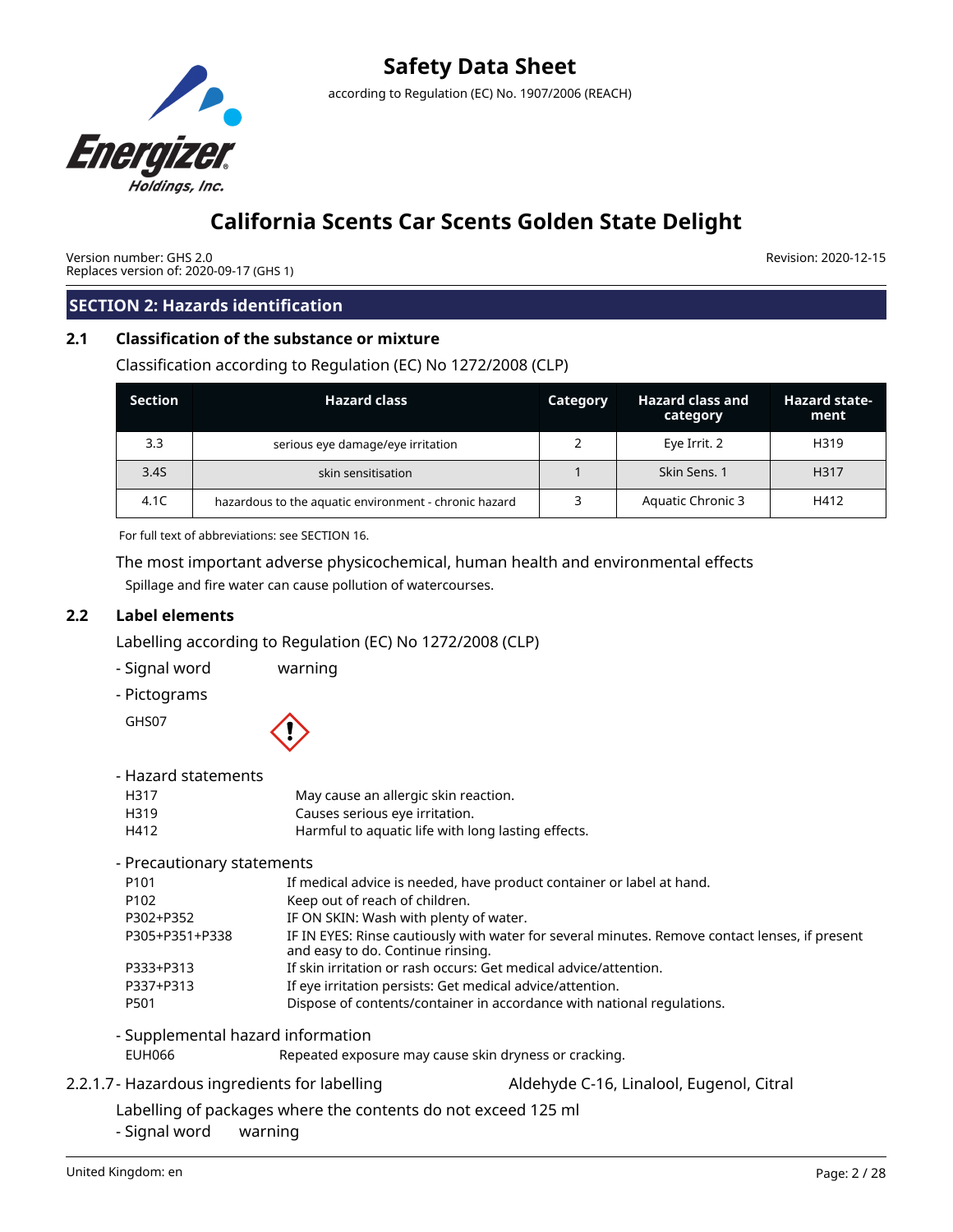## SECTION 2: Hazards identification

### 2.1 Classification of the substance or mixture

Classification according to Regulation (EC) No 1272/2008 (CLP)

| Section | Hazard class | Category | Hazard class and category | Hazard statement |
|---|---|---|---|---|
| 3.3 | serious eye damage/eye irritation | 2 | Eye Irrit. 2 | H319 |
| 3.4S | skin sensitisation | 1 | Skin Sens. 1 | H317 |
| 4.1C | hazardous to the aquatic environment - chronic hazard | 3 | Aquatic Chronic 3 | H412 |

For full text of abbreviations: see SECTION 16.

The most important adverse physicochemical, human health and environmental effects

Spillage and fire water can cause pollution of watercourses.

### 2.2 Label elements

Labelling according to Regulation (EC) No 1272/2008 (CLP)

- Signal word warning

- Pictograms

GHS07

- Hazard statements

| | |
|---|---|
| H317 | May cause an allergic skin reaction. |
| H319 | Causes serious eye irritation. |
| H412 | Harmful to aquatic life with long lasting effects. |

- Precautionary statements

| | |
|---|---|
| P101 | If medical advice is needed, have product container or label at hand. |
| P102 | Keep out of reach of children. |
| P302+P352 | IF ON SKIN: Wash with plenty of water. |
| P305+P351+P338 | IF IN EYES: Rinse cautiously with water for several minutes. Remove contact lenses, if present and easy to do. Continue rinsing. |
| P333+P313 | If skin irritation or rash occurs: Get medical advice/attention. |
| P337+P313 | If eye irritation persists: Get medical advice/attention. |
| P501 | Dispose of contents/container in accordance with national regulations. |

- Supplemental hazard information

EUH066 Repeated exposure may cause skin dryness or cracking.

2.2.1.7 - Hazardous ingredients for labelling Aldehyde C-16, Linalool, Eugenol, Citral

Labelling of packages where the contents do not exceed 125 ml

- Signal word warning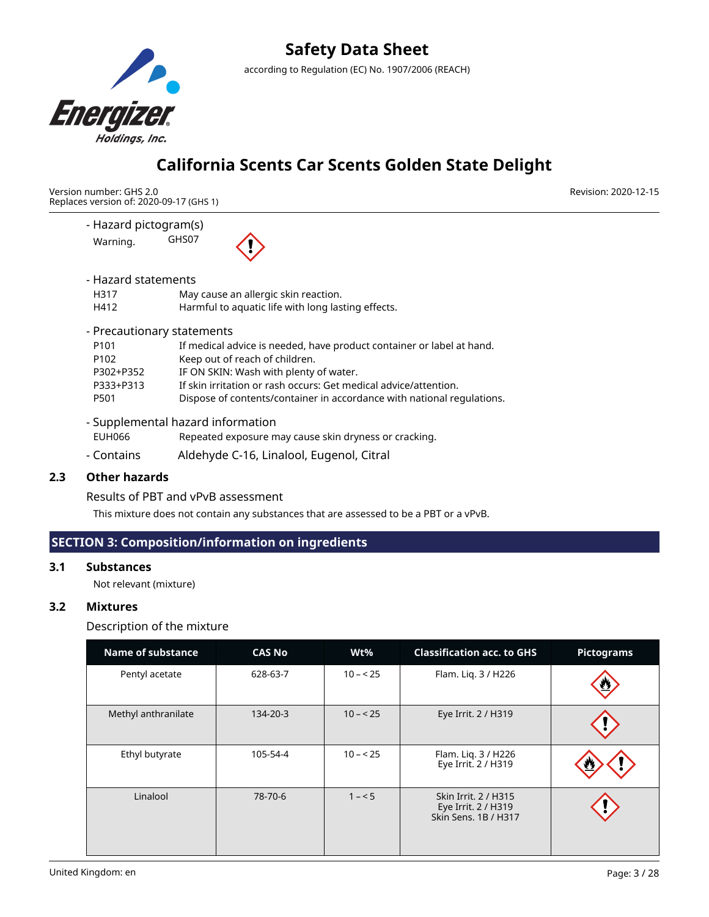- Hazard pictogram(s)

Warning. GHS07

- Hazard statements

| | |
|---|---|
| H317 | May cause an allergic skin reaction. |
| H412 | Harmful to aquatic life with long lasting effects. |

- Precautionary statements

| | |
|---|---|
| P101 | If medical advice is needed, have product container or label at hand. |
| P102 | Keep out of reach of children. |
| P302+P352 | IF ON SKIN: Wash with plenty of water. |
| P333+P313 | If skin irritation or rash occurs: Get medical advice/attention. |
| P501 | Dispose of contents/container in accordance with national regulations. |

- Supplemental hazard information

| | |
|---|---|
| EUH066 | Repeated exposure may cause skin dryness or cracking. |

- Contains Aldehyde C-16, Linalool, Eugenol, Citral

### 2.3 Other hazards

Results of PBT and vPvB assessment

This mixture does not contain any substances that are assessed to be a PBT or a vPvB.

## SECTION 3: Composition/information on ingredients

### 3.1 Substances

Not relevant (mixture)

### 3.2 Mixtures

Description of the mixture

| Name of substance | CAS No | Wt% | Classification acc. to GHS | Pictograms |
|---|---|---|---|---|
| Pentyl acetate | 628-63-7 | 10 – < 25 | Flam. Liq. 3 / H226 | |
| Methyl anthranilate | 134-20-3 | 10 – < 25 | Eye Irrit. 2 / H319 | |
| Ethyl butyrate | 105-54-4 | 10 – < 25 | Flam. Liq. 3 / H226<br>Eye Irrit. 2 / H319 | |
| Linalool | 78-70-6 | 1 – < 5 | Skin Irrit. 2 / H315<br>Eye Irrit. 2 / H319<br>Skin Sens. 1B / H317 | |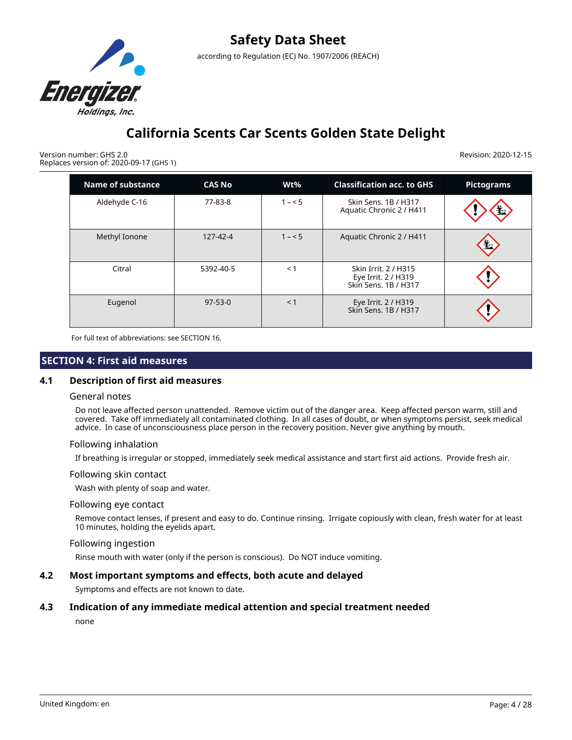# Safety Data Sheet

according to Regulation (EC) No. 1907/2006 (REACH)

# California Scents Car Scents Golden State Delight

Version number: GHS 2.0
Replaces version of: 2020-09-17 (GHS 1)

Revision: 2020-12-15

| Name of substance | CAS No | Wt% | Classification acc. to GHS | Pictograms |
|---|---|---|---|---|
| Aldehyde C-16 | 77-83-8 | 1 – < 5 | Skin Sens. 1B / H317<br>Aquatic Chronic 2 / H411 | |
| Methyl Ionone | 127-42-4 | 1 – < 5 | Aquatic Chronic 2 / H411 | |
| Citral | 5392-40-5 | < 1 | Skin Irrit. 2 / H315<br>Eye Irrit. 2 / H319<br>Skin Sens. 1B / H317 | |
| Eugenol | 97-53-0 | < 1 | Eye Irrit. 2 / H319<br>Skin Sens. 1B / H317 | |

For full text of abbreviations: see SECTION 16.

## SECTION 4: First aid measures

### 4.1 Description of first aid measures

#### General notes

Do not leave affected person unattended. Remove victim out of the danger area. Keep affected person warm, still and covered. Take off immediately all contaminated clothing. In all cases of doubt, or when symptoms persist, seek medical advice. In case of unconsciousness place person in the recovery position. Never give anything by mouth.

#### Following inhalation

If breathing is irregular or stopped, immediately seek medical assistance and start first aid actions. Provide fresh air.

#### Following skin contact

Wash with plenty of soap and water.

#### Following eye contact

Remove contact lenses, if present and easy to do. Continue rinsing. Irrigate copiously with clean, fresh water for at least 10 minutes, holding the eyelids apart.

#### Following ingestion

Rinse mouth with water (only if the person is conscious). Do NOT induce vomiting.

### 4.2 Most important symptoms and effects, both acute and delayed

Symptoms and effects are not known to date.

### 4.3 Indication of any immediate medical attention and special treatment needed

none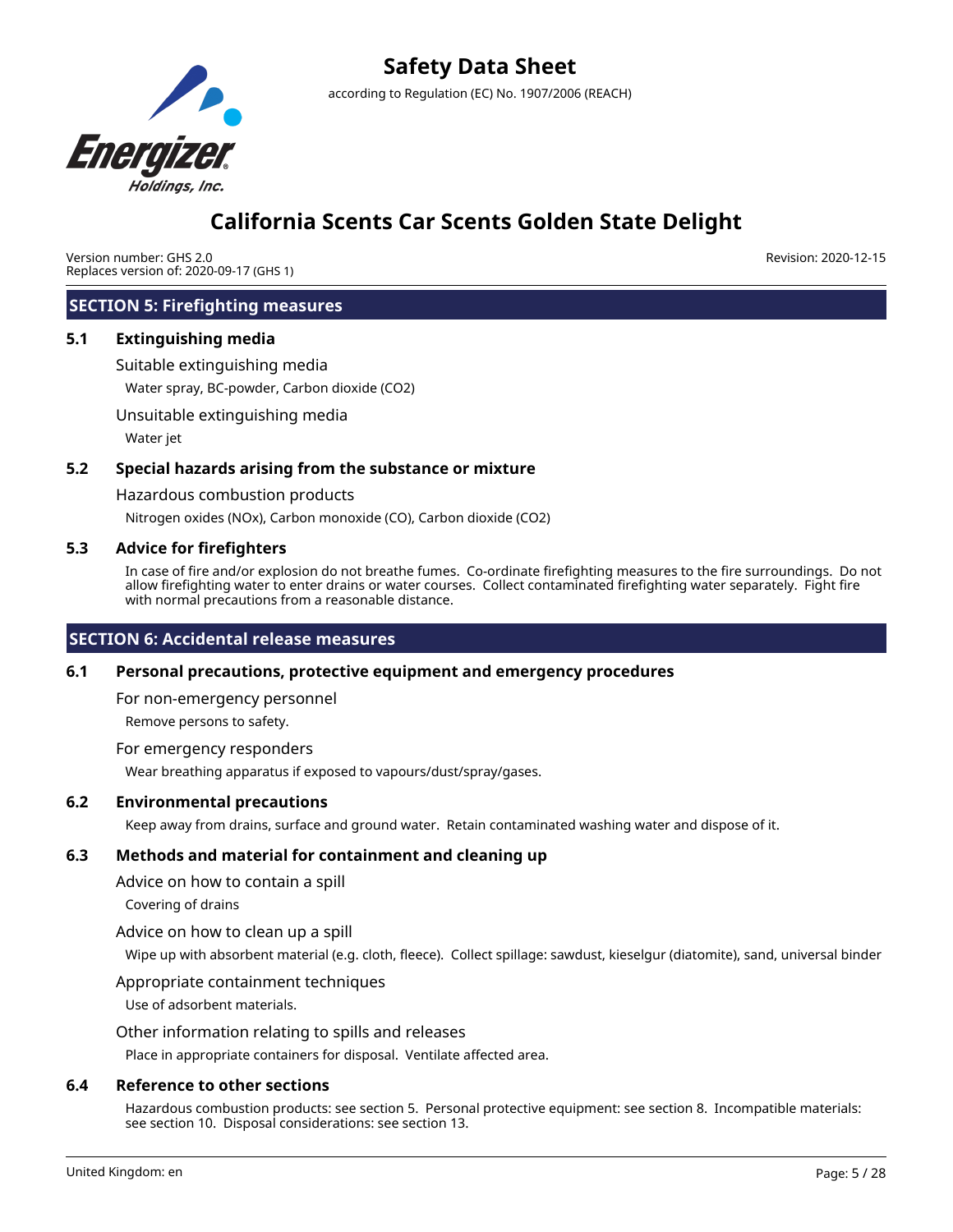## SECTION 5: Firefighting measures

### 5.1 Extinguishing media

Suitable extinguishing media

Water spray, BC-powder, Carbon dioxide ($CO_2$)

Unsuitable extinguishing media

Water jet

### 5.2 Special hazards arising from the substance or mixture

Hazardous combustion products

Nitrogen oxides (NOx), Carbon monoxide (CO), Carbon dioxide ($CO_2$)

### 5.3 Advice for firefighters

In case of fire and/or explosion do not breathe fumes. Co-ordinate firefighting measures to the fire surroundings. Do not allow firefighting water to enter drains or water courses. Collect contaminated firefighting water separately. Fight fire with normal precautions from a reasonable distance.

## SECTION 6: Accidental release measures

### 6.1 Personal precautions, protective equipment and emergency procedures

For non-emergency personnel

Remove persons to safety.

For emergency responders

Wear breathing apparatus if exposed to vapours/dust/spray/gases.

### 6.2 Environmental precautions

Keep away from drains, surface and ground water. Retain contaminated washing water and dispose of it.

### 6.3 Methods and material for containment and cleaning up

Advice on how to contain a spill

Covering of drains

Advice on how to clean up a spill

Wipe up with absorbent material (e.g. cloth, fleece). Collect spillage: sawdust, kieselgur (diatomite), sand, universal binder

Appropriate containment techniques

Use of adsorbent materials.

Other information relating to spills and releases

Place in appropriate containers for disposal. Ventilate affected area.

### 6.4 Reference to other sections

Hazardous combustion products: see section 5. Personal protective equipment: see section 8. Incompatible materials: see section 10. Disposal considerations: see section 13.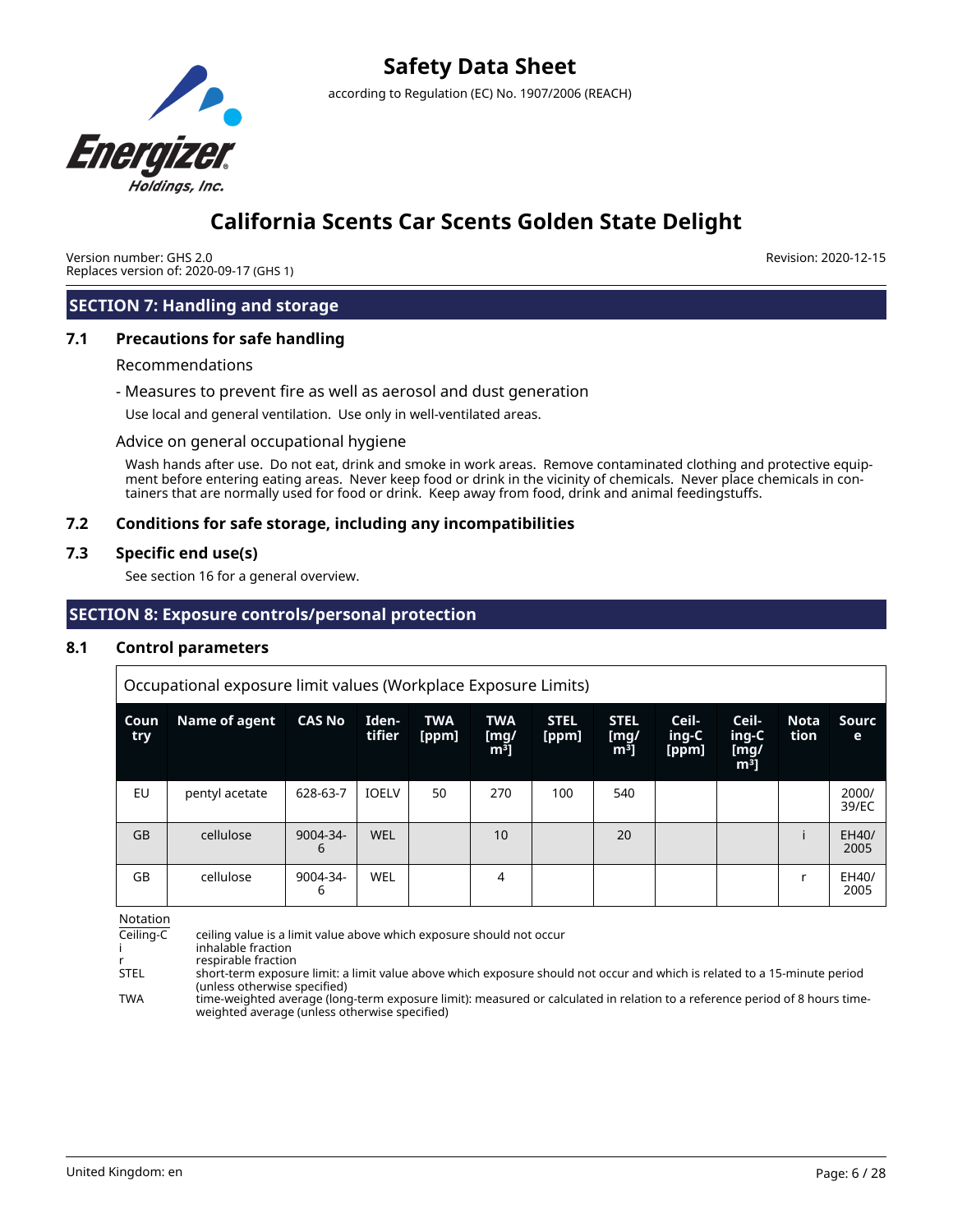## SECTION 7: Handling and storage

### 7.1 Precautions for safe handling

Recommendations

- Measures to prevent fire as well as aerosol and dust generation

Use local and general ventilation. Use only in well-ventilated areas.

Advice on general occupational hygiene

Wash hands after use. Do not eat, drink and smoke in work areas. Remove contaminated clothing and protective equipment before entering eating areas. Never keep food or drink in the vicinity of chemicals. Never place chemicals in containers that are normally used for food or drink. Keep away from food, drink and animal feedingstuffs.

### 7.2 Conditions for safe storage, including any incompatibilities

### 7.3 Specific end use(s)

See section 16 for a general overview.

## SECTION 8: Exposure controls/personal protection

### 8.1 Control parameters

Occupational exposure limit values (Workplace Exposure Limits)

| Country | Name of agent | CAS No | Identifier | TWA [ppm] | TWA [mg/m³] | STEL [ppm] | STEL [mg/m³] | Ceiling-C [ppm] | Ceiling-C [mg/m³] | Notation | Source |
|---|---|---|---|---|---|---|---|---|---|---|---|
| EU | pentyl acetate | 628-63-7 | IOELV | 50 | 270 | 100 | 540 | | | | 2000/39/EC |
| GB | cellulose | 9004-34-6 | WEL | | 10 | | 20 | | | i | EH40/2005 |
| GB | cellulose | 9004-34-6 | WEL | | 4 | | | | | r | EH40/2005 |

Notation

- Ceiling-C: ceiling value is a limit value above which exposure should not occur
- i: inhalable fraction
- r: respirable fraction
- STEL: short-term exposure limit: a limit value above which exposure should not occur and which is related to a 15-minute period (unless otherwise specified)
- TWA: time-weighted average (long-term exposure limit): measured or calculated in relation to a reference period of 8 hours time-weighted average (unless otherwise specified)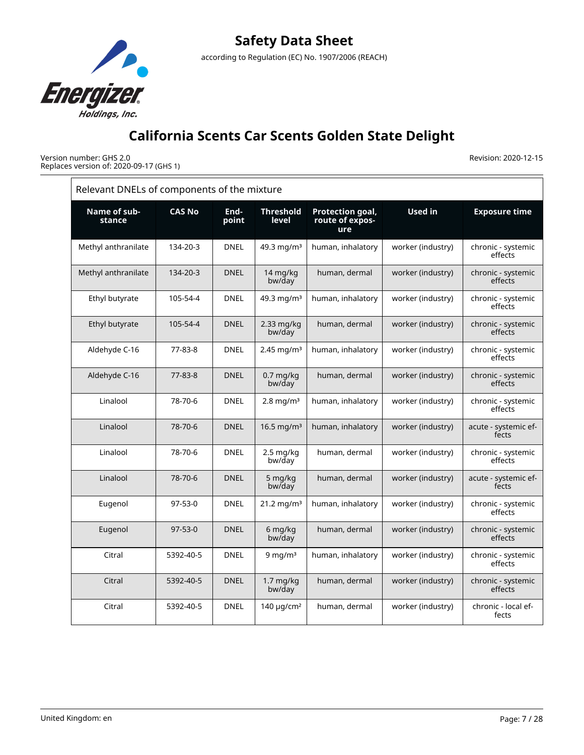Relevant DNELs of components of the mixture

| Name of substance | CAS No | Endpoint | Threshold level | Protection goal, route of exposure | Used in | Exposure time |
|---|---|---|---|---|---|---|
| Methyl anthranilate | 134-20-3 | DNEL | 49.3 mg/m³ | human, inhalatory | worker (industry) | chronic - systemic effects |
| Methyl anthranilate | 134-20-3 | DNEL | 14 mg/kg bw/day | human, dermal | worker (industry) | chronic - systemic effects |
| Ethyl butyrate | 105-54-4 | DNEL | 49.3 mg/m³ | human, inhalatory | worker (industry) | chronic - systemic effects |
| Ethyl butyrate | 105-54-4 | DNEL | 2.33 mg/kg bw/day | human, dermal | worker (industry) | chronic - systemic effects |
| Aldehyde C-16 | 77-83-8 | DNEL | 2.45 mg/m³ | human, inhalatory | worker (industry) | chronic - systemic effects |
| Aldehyde C-16 | 77-83-8 | DNEL | 0.7 mg/kg bw/day | human, dermal | worker (industry) | chronic - systemic effects |
| Linalool | 78-70-6 | DNEL | 2.8 mg/m³ | human, inhalatory | worker (industry) | chronic - systemic effects |
| Linalool | 78-70-6 | DNEL | 16.5 mg/m³ | human, inhalatory | worker (industry) | acute - systemic effects |
| Linalool | 78-70-6 | DNEL | 2.5 mg/kg bw/day | human, dermal | worker (industry) | chronic - systemic effects |
| Linalool | 78-70-6 | DNEL | 5 mg/kg bw/day | human, dermal | worker (industry) | acute - systemic effects |
| Eugenol | 97-53-0 | DNEL | 21.2 mg/m³ | human, inhalatory | worker (industry) | chronic - systemic effects |
| Eugenol | 97-53-0 | DNEL | 6 mg/kg bw/day | human, dermal | worker (industry) | chronic - systemic effects |
| Citral | 5392-40-5 | DNEL | 9 mg/m³ | human, inhalatory | worker (industry) | chronic - systemic effects |
| Citral | 5392-40-5 | DNEL | 1.7 mg/kg bw/day | human, dermal | worker (industry) | chronic - systemic effects |
| Citral | 5392-40-5 | DNEL | 140 µg/cm² | human, dermal | worker (industry) | chronic - local effects |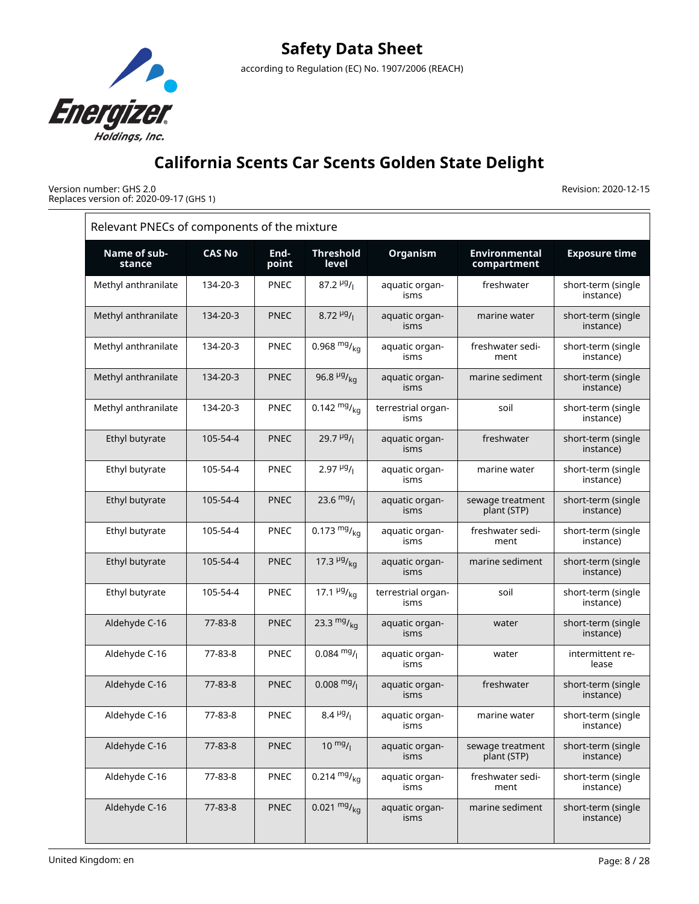Relevant PNECs of components of the mixture

| Name of substance | CAS No | Endpoint | Threshold level | Organism | Environmental compartment | Exposure time |
|---|---|---|---|---|---|---|
| Methyl anthranilate | 134-20-3 | PNEC | 87.2 µg/l | aquatic organisms | freshwater | short-term (single instance) |
| Methyl anthranilate | 134-20-3 | PNEC | 8.72 µg/l | aquatic organisms | marine water | short-term (single instance) |
| Methyl anthranilate | 134-20-3 | PNEC | 0.968 mg/kg | aquatic organisms | freshwater sediment | short-term (single instance) |
| Methyl anthranilate | 134-20-3 | PNEC | 96.8 µg/kg | aquatic organisms | marine sediment | short-term (single instance) |
| Methyl anthranilate | 134-20-3 | PNEC | 0.142 mg/kg | terrestrial organisms | soil | short-term (single instance) |
| Ethyl butyrate | 105-54-4 | PNEC | 29.7 µg/l | aquatic organisms | freshwater | short-term (single instance) |
| Ethyl butyrate | 105-54-4 | PNEC | 2.97 µg/l | aquatic organisms | marine water | short-term (single instance) |
| Ethyl butyrate | 105-54-4 | PNEC | 23.6 mg/l | aquatic organisms | sewage treatment plant (STP) | short-term (single instance) |
| Ethyl butyrate | 105-54-4 | PNEC | 0.173 mg/kg | aquatic organisms | freshwater sediment | short-term (single instance) |
| Ethyl butyrate | 105-54-4 | PNEC | 17.3 µg/kg | aquatic organisms | marine sediment | short-term (single instance) |
| Ethyl butyrate | 105-54-4 | PNEC | 17.1 µg/kg | terrestrial organisms | soil | short-term (single instance) |
| Aldehyde C-16 | 77-83-8 | PNEC | 23.3 mg/kg | aquatic organisms | water | short-term (single instance) |
| Aldehyde C-16 | 77-83-8 | PNEC | 0.084 mg/l | aquatic organisms | water | intermittent release |
| Aldehyde C-16 | 77-83-8 | PNEC | 0.008 mg/l | aquatic organisms | freshwater | short-term (single instance) |
| Aldehyde C-16 | 77-83-8 | PNEC | 8.4 µg/l | aquatic organisms | marine water | short-term (single instance) |
| Aldehyde C-16 | 77-83-8 | PNEC | 10 mg/l | aquatic organisms | sewage treatment plant (STP) | short-term (single instance) |
| Aldehyde C-16 | 77-83-8 | PNEC | 0.214 mg/kg | aquatic organisms | freshwater sediment | short-term (single instance) |
| Aldehyde C-16 | 77-83-8 | PNEC | 0.021 mg/kg | aquatic organisms | marine sediment | short-term (single instance) |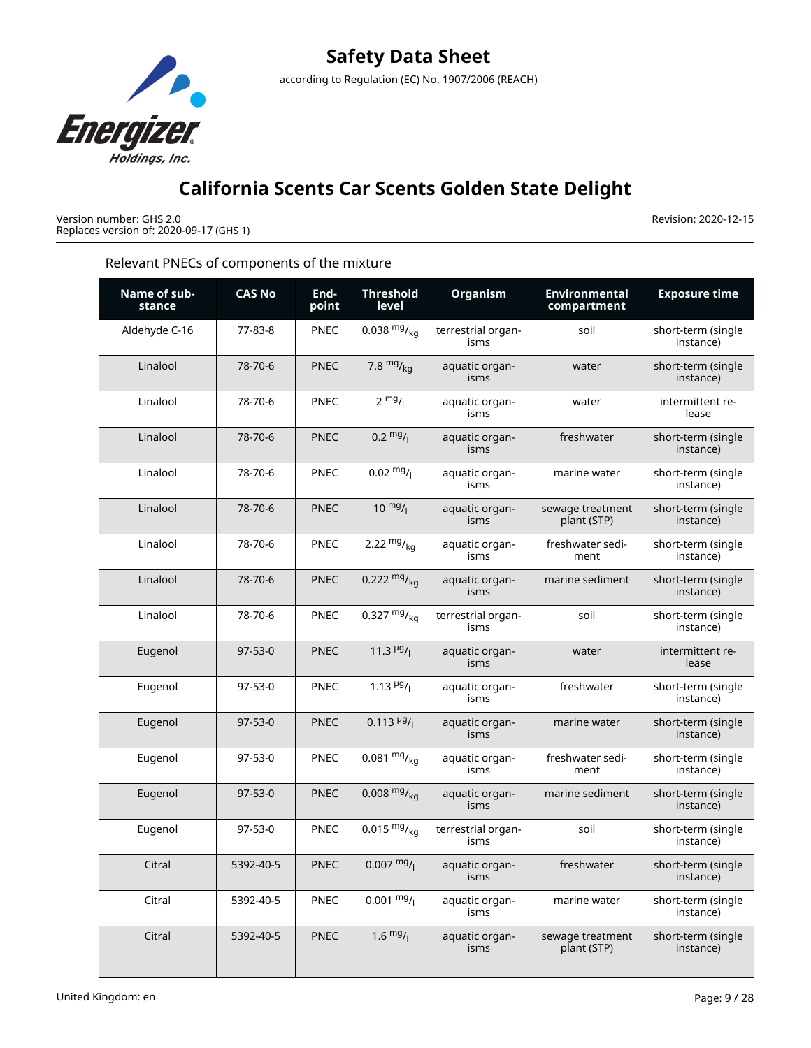| Relevant PNECs of components of the mixture | | | | | | |
|---|---|---|---|---|---|---|
| **Name of substance** | **CAS No** | **End-point** | **Threshold level** | **Organism** | **Environmental compartment** | **Exposure time** |
| Aldehyde C-16 | 77-83-8 | PNEC | 0.038 $^{mg}/_{kg}$ | terrestrial organisms | soil | short-term (single instance) |
| Linalool | 78-70-6 | PNEC | 7.8 $^{mg}/_{kg}$ | aquatic organisms | water | short-term (single instance) |
| Linalool | 78-70-6 | PNEC | 2 $^{mg}/_{l}$ | aquatic organisms | water | intermittent release |
| Linalool | 78-70-6 | PNEC | 0.2 $^{mg}/_{l}$ | aquatic organisms | freshwater | short-term (single instance) |
| Linalool | 78-70-6 | PNEC | 0.02 $^{mg}/_{l}$ | aquatic organisms | marine water | short-term (single instance) |
| Linalool | 78-70-6 | PNEC | 10 $^{mg}/_{l}$ | aquatic organisms | sewage treatment plant (STP) | short-term (single instance) |
| Linalool | 78-70-6 | PNEC | 2.22 $^{mg}/_{kg}$ | aquatic organisms | freshwater sediment | short-term (single instance) |
| Linalool | 78-70-6 | PNEC | 0.222 $^{mg}/_{kg}$ | aquatic organisms | marine sediment | short-term (single instance) |
| Linalool | 78-70-6 | PNEC | 0.327 $^{mg}/_{kg}$ | terrestrial organisms | soil | short-term (single instance) |
| Eugenol | 97-53-0 | PNEC | 11.3 $^{µg}/_{l}$ | aquatic organisms | water | intermittent release |
| Eugenol | 97-53-0 | PNEC | 1.13 $^{µg}/_{l}$ | aquatic organisms | freshwater | short-term (single instance) |
| Eugenol | 97-53-0 | PNEC | 0.113 $^{µg}/_{l}$ | aquatic organisms | marine water | short-term (single instance) |
| Eugenol | 97-53-0 | PNEC | 0.081 $^{mg}/_{kg}$ | aquatic organisms | freshwater sediment | short-term (single instance) |
| Eugenol | 97-53-0 | PNEC | 0.008 $^{mg}/_{kg}$ | aquatic organisms | marine sediment | short-term (single instance) |
| Eugenol | 97-53-0 | PNEC | 0.015 $^{mg}/_{kg}$ | terrestrial organisms | soil | short-term (single instance) |
| Citral | 5392-40-5 | PNEC | 0.007 $^{mg}/_{l}$ | aquatic organisms | freshwater | short-term (single instance) |
| Citral | 5392-40-5 | PNEC | 0.001 $^{mg}/_{l}$ | aquatic organisms | marine water | short-term (single instance) |
| Citral | 5392-40-5 | PNEC | 1.6 $^{mg}/_{l}$ | aquatic organisms | sewage treatment plant (STP) | short-term (single instance) |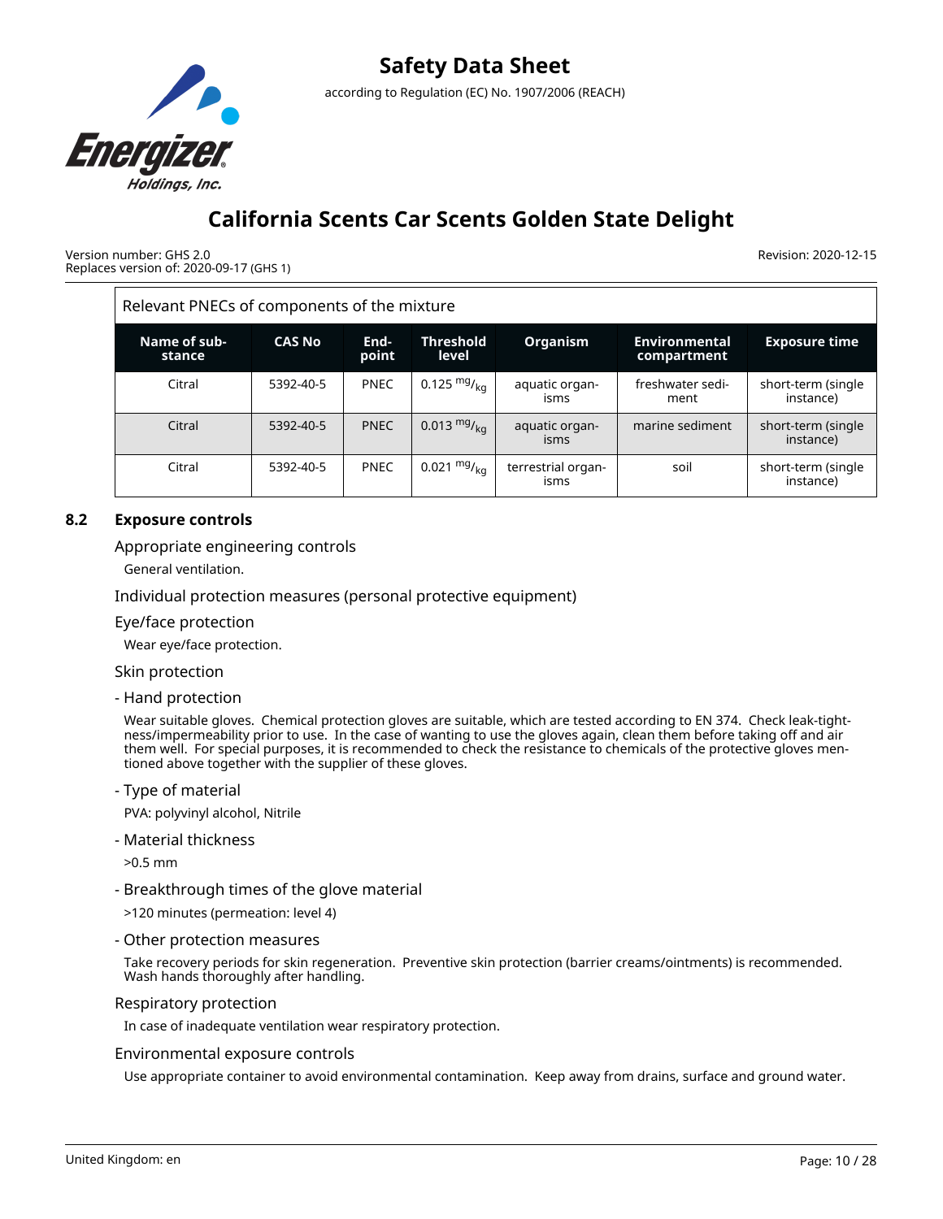| Relevant PNECs of components of the mixture | | | | | | |
|---|---|---|---|---|---|---|
| **Name of substance** | **CAS No** | **End-point** | **Threshold level** | **Organism** | **Environmental compartment** | **Exposure time** |
| Citral | 5392-40-5 | PNEC | 0.125 $^{mg}/_{kg}$ | aquatic organisms | freshwater sediment | short-term (single instance) |
| Citral | 5392-40-5 | PNEC | 0.013 $^{mg}/_{kg}$ | aquatic organisms | marine sediment | short-term (single instance) |
| Citral | 5392-40-5 | PNEC | 0.021 $^{mg}/_{kg}$ | terrestrial organisms | soil | short-term (single instance) |

## 8.2 Exposure controls

### Appropriate engineering controls

General ventilation.

### Individual protection measures (personal protective equipment)

### Eye/face protection

Wear eye/face protection.

### Skin protection

- Hand protection

Wear suitable gloves. Chemical protection gloves are suitable, which are tested according to EN 374. Check leak-tightness/impermeability prior to use. In the case of wanting to use the gloves again, clean them before taking off and air them well. For special purposes, it is recommended to check the resistance to chemicals of the protective gloves mentioned above together with the supplier of these gloves.

- Type of material

PVA: polyvinyl alcohol, Nitrile

- Material thickness

>0.5 mm

- Breakthrough times of the glove material

>120 minutes (permeation: level 4)

- Other protection measures

Take recovery periods for skin regeneration. Preventive skin protection (barrier creams/ointments) is recommended. Wash hands thoroughly after handling.

### Respiratory protection

In case of inadequate ventilation wear respiratory protection.

### Environmental exposure controls

Use appropriate container to avoid environmental contamination. Keep away from drains, surface and ground water.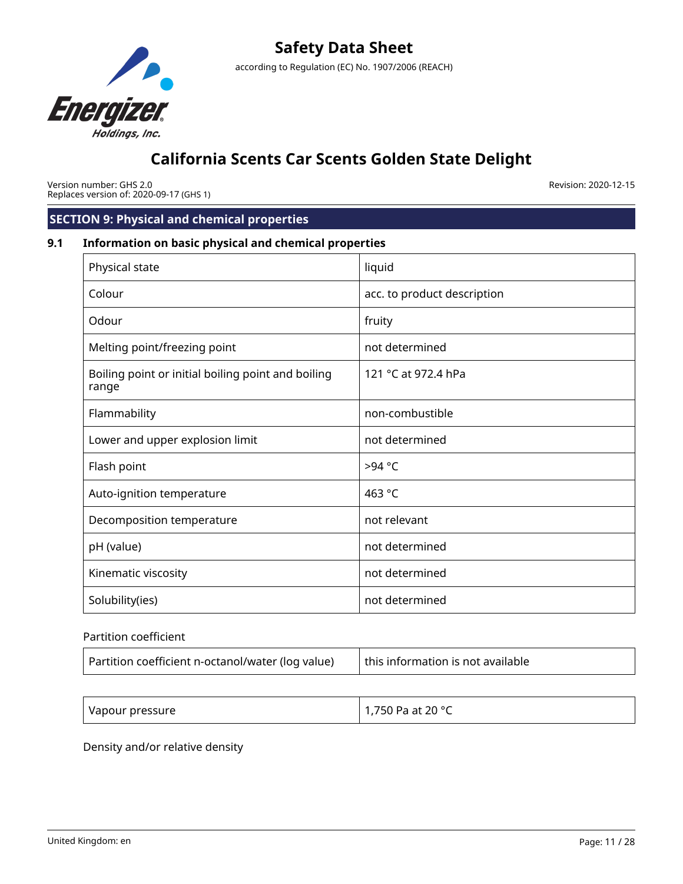## SECTION 9: Physical and chemical properties

### 9.1 Information on basic physical and chemical properties

| | |
|---|---|
| Physical state | liquid |
| Colour | acc. to product description |
| Odour | fruity |
| Melting point/freezing point | not determined |
| Boiling point or initial boiling point and boiling range | 121 °C at 972.4 hPa |
| Flammability | non-combustible |
| Lower and upper explosion limit | not determined |
| Flash point | >94 °C |
| Auto-ignition temperature | 463 °C |
| Decomposition temperature | not relevant |
| pH (value) | not determined |
| Kinematic viscosity | not determined |
| Solubility(ies) | not determined |

Partition coefficient

| | |
|---|---|
| Partition coefficient n-octanol/water (log value) | this information is not available |

| | |
|---|---|
| Vapour pressure | 1,750 Pa at 20 °C |

Density and/or relative density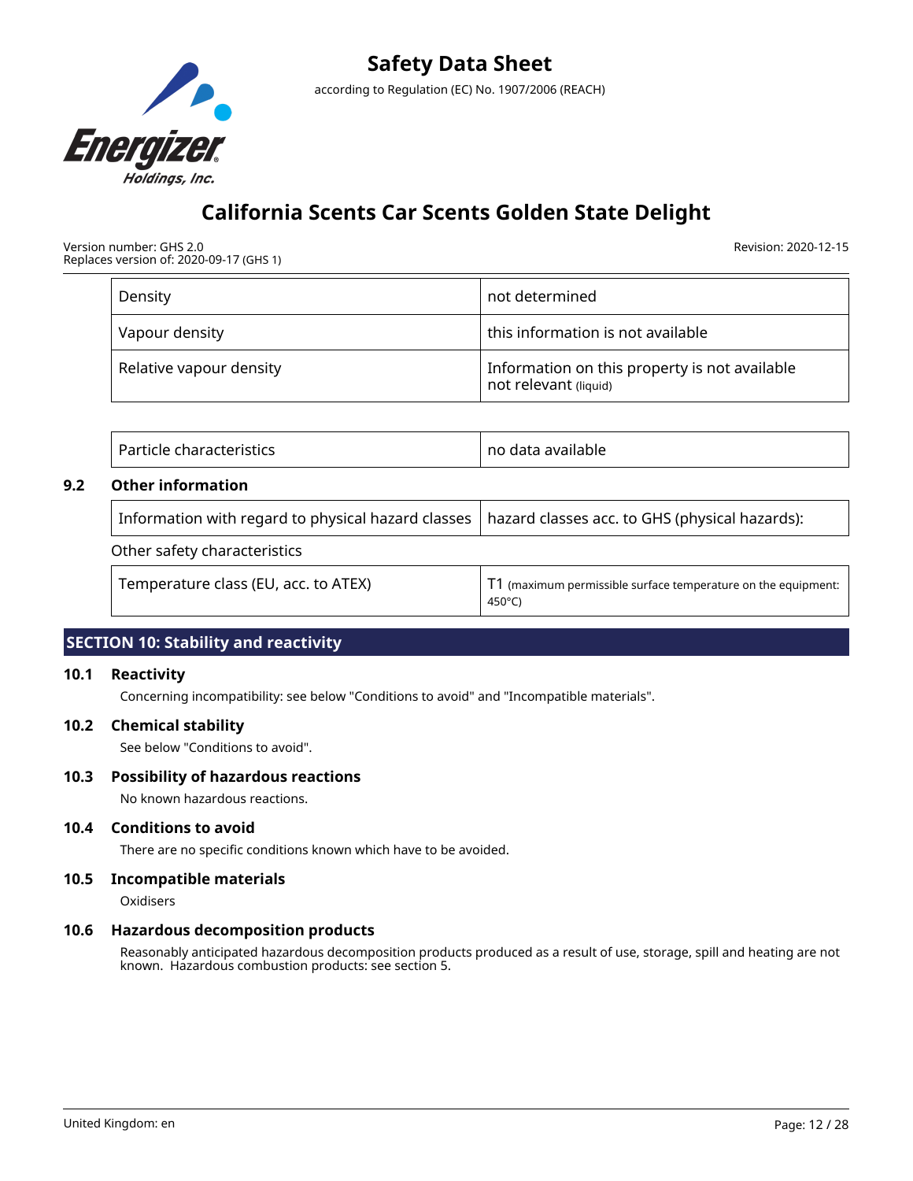| | |
|---|---|
| Density | not determined |
| Vapour density | this information is not available |
| Relative vapour density | Information on this property is not available<br>not relevant (liquid) |

| | |
|---|---|
| Particle characteristics | no data available |

### 9.2 Other information

| | |
|---|---|
| Information with regard to physical hazard classes | hazard classes acc. to GHS (physical hazards): |

Other safety characteristics

| | |
|---|---|
| Temperature class (EU, acc. to ATEX) | T1 (maximum permissible surface temperature on the equipment: 450°C) |

## SECTION 10: Stability and reactivity

### 10.1 Reactivity

Concerning incompatibility: see below "Conditions to avoid" and "Incompatible materials".

### 10.2 Chemical stability

See below "Conditions to avoid".

### 10.3 Possibility of hazardous reactions

No known hazardous reactions.

### 10.4 Conditions to avoid

There are no specific conditions known which have to be avoided.

### 10.5 Incompatible materials

Oxidisers

### 10.6 Hazardous decomposition products

Reasonably anticipated hazardous decomposition products produced as a result of use, storage, spill and heating are not known. Hazardous combustion products: see section 5.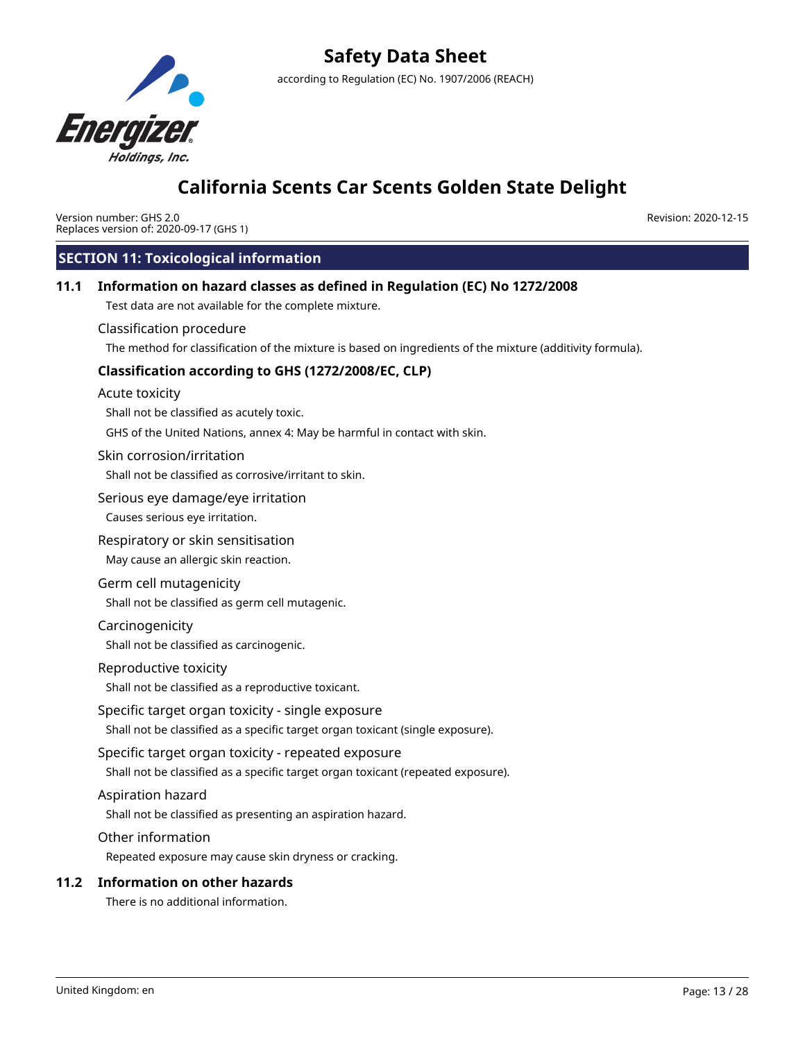## SECTION 11: Toxicological information

### 11.1 Information on hazard classes as defined in Regulation (EC) No 1272/2008

Test data are not available for the complete mixture.

Classification procedure

The method for classification of the mixture is based on ingredients of the mixture (additivity formula).

#### Classification according to GHS (1272/2008/EC, CLP)

Acute toxicity

Shall not be classified as acutely toxic.

GHS of the United Nations, annex 4: May be harmful in contact with skin.

Skin corrosion/irritation

Shall not be classified as corrosive/irritant to skin.

Serious eye damage/eye irritation

Causes serious eye irritation.

Respiratory or skin sensitisation

May cause an allergic skin reaction.

Germ cell mutagenicity

Shall not be classified as germ cell mutagenic.

Carcinogenicity

Shall not be classified as carcinogenic.

Reproductive toxicity

Shall not be classified as a reproductive toxicant.

Specific target organ toxicity - single exposure

Shall not be classified as a specific target organ toxicant (single exposure).

Specific target organ toxicity - repeated exposure

Shall not be classified as a specific target organ toxicant (repeated exposure).

Aspiration hazard

Shall not be classified as presenting an aspiration hazard.

Other information

Repeated exposure may cause skin dryness or cracking.

### 11.2 Information on other hazards

There is no additional information.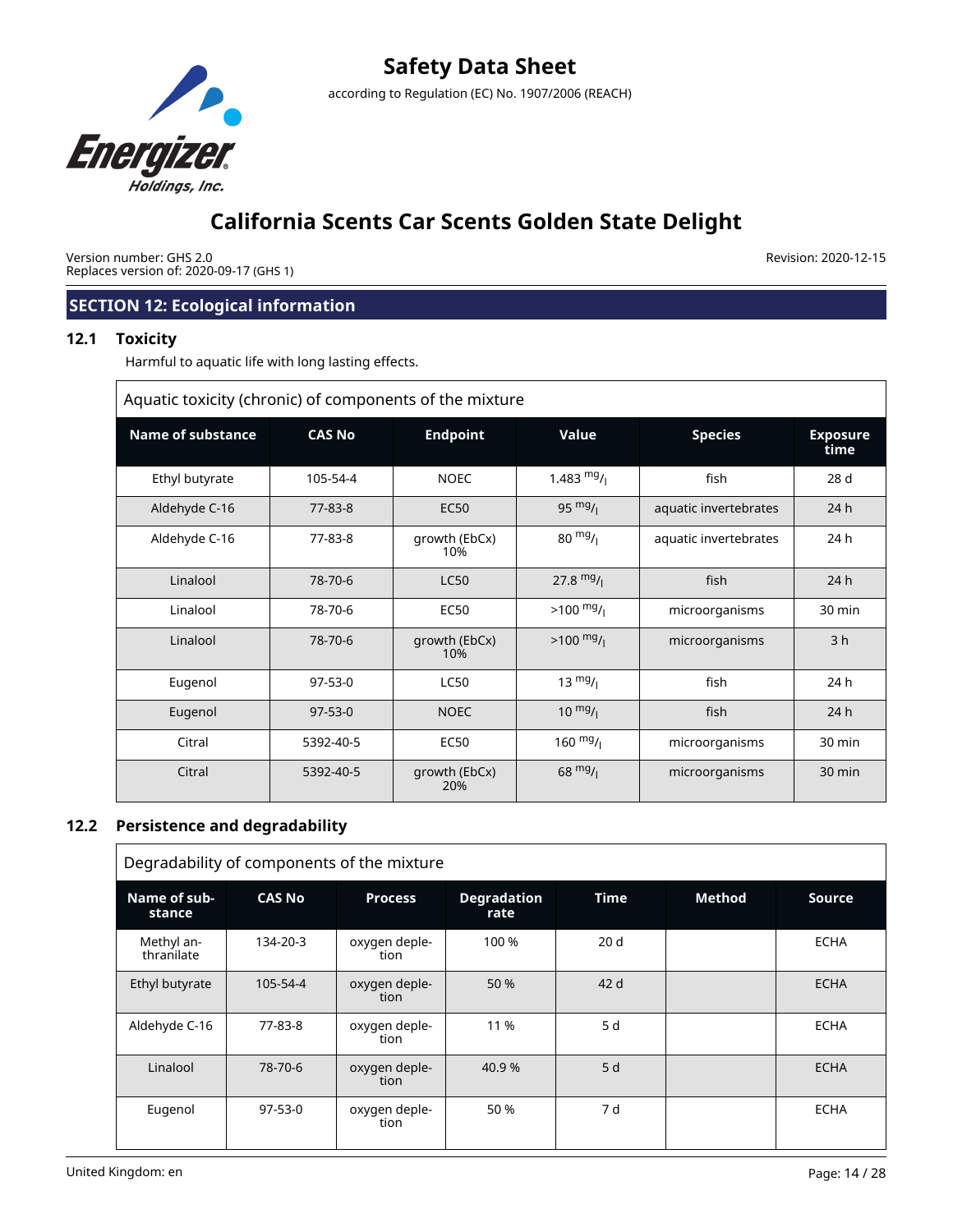## SECTION 12: Ecological information

### 12.1 Toxicity

Harmful to aquatic life with long lasting effects.

Aquatic toxicity (chronic) of components of the mixture

| Name of substance | CAS No | Endpoint | Value | Species | Exposure time |
|---|---|---|---|---|---|
| Ethyl butyrate | 105-54-4 | NOEC | 1.483 $^{mg}/_{l}$ | fish | 28 d |
| Aldehyde C-16 | 77-83-8 | EC50 | 95 $^{mg}/_{l}$ | aquatic invertebrates | 24 h |
| Aldehyde C-16 | 77-83-8 | growth (EbCx) 10% | 80 $^{mg}/_{l}$ | aquatic invertebrates | 24 h |
| Linalool | 78-70-6 | LC50 | 27.8 $^{mg}/_{l}$ | fish | 24 h |
| Linalool | 78-70-6 | EC50 | >100 $^{mg}/_{l}$ | microorganisms | 30 min |
| Linalool | 78-70-6 | growth (EbCx) 10% | >100 $^{mg}/_{l}$ | microorganisms | 3 h |
| Eugenol | 97-53-0 | LC50 | 13 $^{mg}/_{l}$ | fish | 24 h |
| Eugenol | 97-53-0 | NOEC | 10 $^{mg}/_{l}$ | fish | 24 h |
| Citral | 5392-40-5 | EC50 | 160 $^{mg}/_{l}$ | microorganisms | 30 min |
| Citral | 5392-40-5 | growth (EbCx) 20% | 68 $^{mg}/_{l}$ | microorganisms | 30 min |

### 12.2 Persistence and degradability

Degradability of components of the mixture

| Name of substance | CAS No | Process | Degradation rate | Time | Method | Source |
|---|---|---|---|---|---|---|
| Methyl anthranilate | 134-20-3 | oxygen depletion | 100 % | 20 d | | ECHA |
| Ethyl butyrate | 105-54-4 | oxygen depletion | 50 % | 42 d | | ECHA |
| Aldehyde C-16 | 77-83-8 | oxygen depletion | 11 % | 5 d | | ECHA |
| Linalool | 78-70-6 | oxygen depletion | 40.9 % | 5 d | | ECHA |
| Eugenol | 97-53-0 | oxygen depletion | 50 % | 7 d | | ECHA |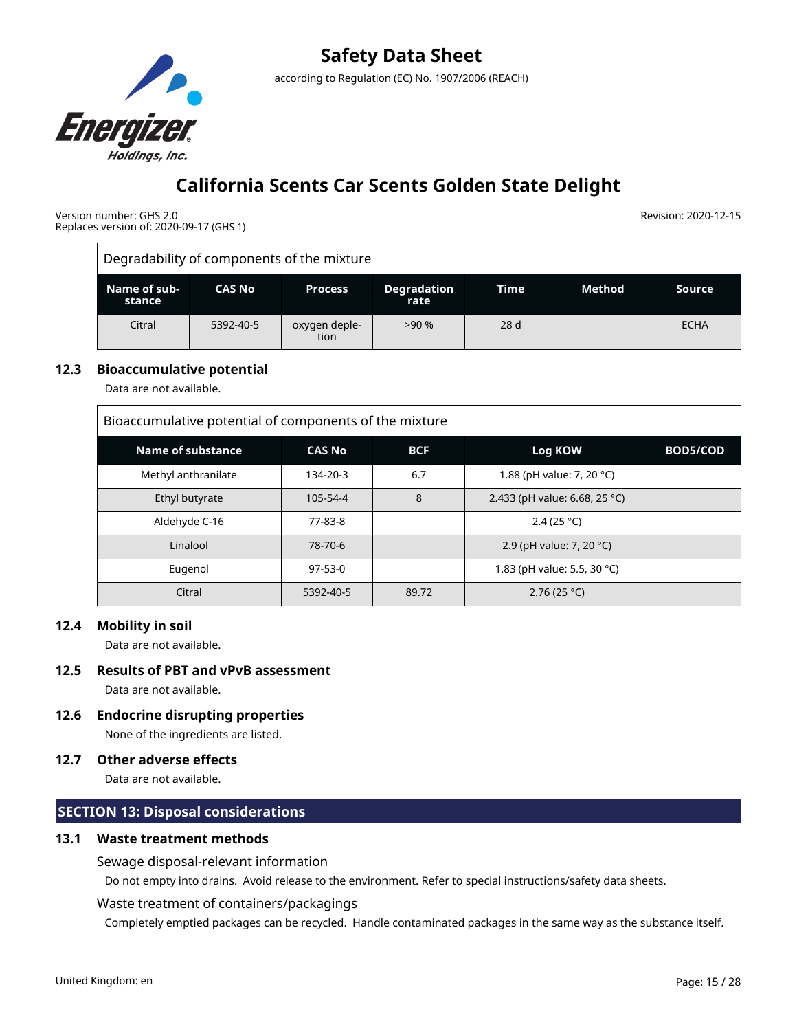| Degradability of components of the mixture | | | | | | |
|---|---|---|---|---|---|---|
| **Name of substance** | **CAS No** | **Process** | **Degradation rate** | **Time** | **Method** | **Source** |
| Citral | 5392-40-5 | oxygen depletion | >90 % | 28 d | | ECHA |

## 12.3 Bioaccumulative potential

Data are not available.

| Bioaccumulative potential of components of the mixture | | | | |
|---|---|---|---|---|
| **Name of substance** | **CAS No** | **BCF** | **Log KOW** | **BOD5/COD** |
| Methyl anthranilate | 134-20-3 | 6.7 | 1.88 (pH value: 7, 20 °C) | |
| Ethyl butyrate | 105-54-4 | 8 | 2.433 (pH value: 6.68, 25 °C) | |
| Aldehyde C-16 | 77-83-8 | | 2.4 (25 °C) | |
| Linalool | 78-70-6 | | 2.9 (pH value: 7, 20 °C) | |
| Eugenol | 97-53-0 | | 1.83 (pH value: 5.5, 30 °C) | |
| Citral | 5392-40-5 | 89.72 | 2.76 (25 °C) | |

## 12.4 Mobility in soil

Data are not available.

## 12.5 Results of PBT and vPvB assessment

Data are not available.

## 12.6 Endocrine disrupting properties

None of the ingredients are listed.

## 12.7 Other adverse effects

Data are not available.

# SECTION 13: Disposal considerations

## 13.1 Waste treatment methods

### Sewage disposal-relevant information

Do not empty into drains. Avoid release to the environment. Refer to special instructions/safety data sheets.

### Waste treatment of containers/packagings

Completely emptied packages can be recycled. Handle contaminated packages in the same way as the substance itself.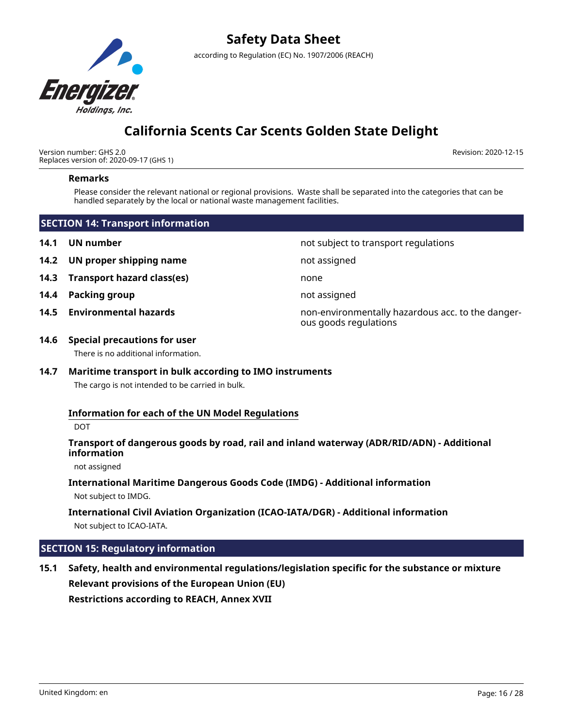### Remarks

Please consider the relevant national or regional provisions. Waste shall be separated into the categories that can be handled separately by the local or national waste management facilities.

## SECTION 14: Transport information

| | | |
|---|---|---|
| **14.1** | **UN number** | not subject to transport regulations |
| **14.2** | **UN proper shipping name** | not assigned |
| **14.3** | **Transport hazard class(es)** | none |
| **14.4** | **Packing group** | not assigned |
| **14.5** | **Environmental hazards** | non-environmentally hazardous acc. to the dangerous goods regulations |

**14.6 Special precautions for user**

There is no additional information.

**14.7 Maritime transport in bulk according to IMO instruments**

The cargo is not intended to be carried in bulk.

**Information for each of the UN Model Regulations**

DOT

**Transport of dangerous goods by road, rail and inland waterway (ADR/RID/ADN) - Additional information**

not assigned

**International Maritime Dangerous Goods Code (IMDG) - Additional information**

Not subject to IMDG.

**International Civil Aviation Organization (ICAO-IATA/DGR) - Additional information**

Not subject to ICAO-IATA.

## SECTION 15: Regulatory information

**15.1 Safety, health and environmental regulations/legislation specific for the substance or mixture**

**Relevant provisions of the European Union (EU)**

**Restrictions according to REACH, Annex XVII**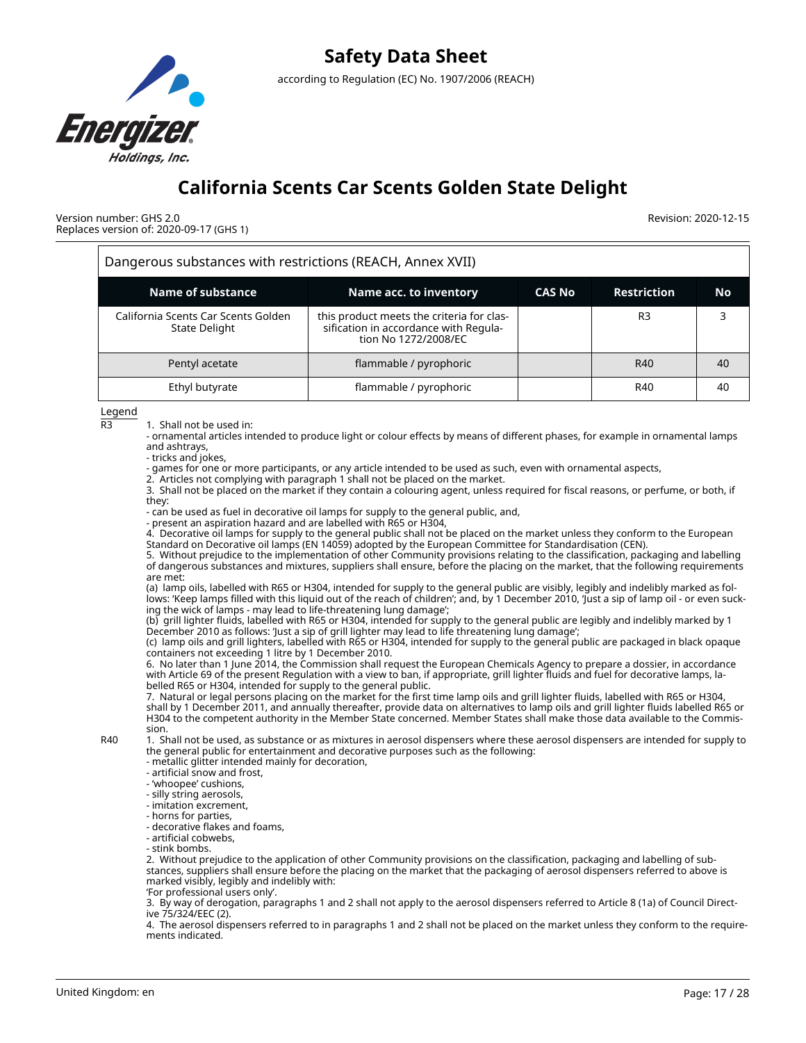Dangerous substances with restrictions (REACH, Annex XVII)

| Name of substance | Name acc. to inventory | CAS No | Restriction | No |
|---|---|---|---|---|
| California Scents Car Scents Golden State Delight | this product meets the criteria for classification in accordance with Regulation No 1272/2008/EC | | R3 | 3 |
| Pentyl acetate | flammable / pyrophoric | | R40 | 40 |
| Ethyl butyrate | flammable / pyrophoric | | R40 | 40 |

Legend

R3
1. Shall not be used in:
- ornamental articles intended to produce light or colour effects by means of different phases, for example in ornamental lamps and ashtrays,
- tricks and jokes,
- games for one or more participants, or any article intended to be used as such, even with ornamental aspects,
2. Articles not complying with paragraph 1 shall not be placed on the market.
3. Shall not be placed on the market if they contain a colouring agent, unless required for fiscal reasons, or perfume, or both, if they:
- can be used as fuel in decorative oil lamps for supply to the general public, and,
- present an aspiration hazard and are labelled with R65 or H304,
4. Decorative oil lamps for supply to the general public shall not be placed on the market unless they conform to the European Standard on Decorative oil lamps (EN 14059) adopted by the European Committee for Standardisation (CEN).
5. Without prejudice to the implementation of other Community provisions relating to the classification, packaging and labelling of dangerous substances and mixtures, suppliers shall ensure, before the placing on the market, that the following requirements are met:
(a) lamp oils, labelled with R65 or H304, intended for supply to the general public are visibly, legibly and indelibly marked as follows: 'Keep lamps filled with this liquid out of the reach of children'; and, by 1 December 2010, 'Just a sip of lamp oil - or even sucking the wick of lamps - may lead to life-threatening lung damage';
(b) grill lighter fluids, labelled with R65 or H304, intended for supply to the general public are legibly and indelibly marked by 1 December 2010 as follows: 'Just a sip of grill lighter may lead to life threatening lung damage';
(c) lamp oils and grill lighters, labelled with R65 or H304, intended for supply to the general public are packaged in black opaque containers not exceeding 1 litre by 1 December 2010.
6. No later than 1 June 2014, the Commission shall request the European Chemicals Agency to prepare a dossier, in accordance with Article 69 of the present Regulation with a view to ban, if appropriate, grill lighter fluids and fuel for decorative lamps, labelled R65 or H304, intended for supply to the general public.
7. Natural or legal persons placing on the market for the first time lamp oils and grill lighter fluids, labelled with R65 or H304, shall by 1 December 2011, and annually thereafter, provide data on alternatives to lamp oils and grill lighter fluids labelled R65 or H304 to the competent authority in the Member State concerned. Member States shall make those data available to the Commission.

R40
1. Shall not be used, as substance or as mixtures in aerosol dispensers where these aerosol dispensers are intended for supply to the general public for entertainment and decorative purposes such as the following:
- metallic glitter intended mainly for decoration,
- artificial snow and frost,
- 'whoopee' cushions,
- silly string aerosols,
- imitation excrement,
- horns for parties,
- decorative flakes and foams,
- artificial cobwebs,
- stink bombs.
2. Without prejudice to the application of other Community provisions on the classification, packaging and labelling of substances, suppliers shall ensure before the placing on the market that the packaging of aerosol dispensers referred to above is marked visibly, legibly and indelibly with:
'For professional users only'.
3. By way of derogation, paragraphs 1 and 2 shall not apply to the aerosol dispensers referred to Article 8 (1a) of Council Directive 75/324/EEC (2).
4. The aerosol dispensers referred to in paragraphs 1 and 2 shall not be placed on the market unless they conform to the requirements indicated.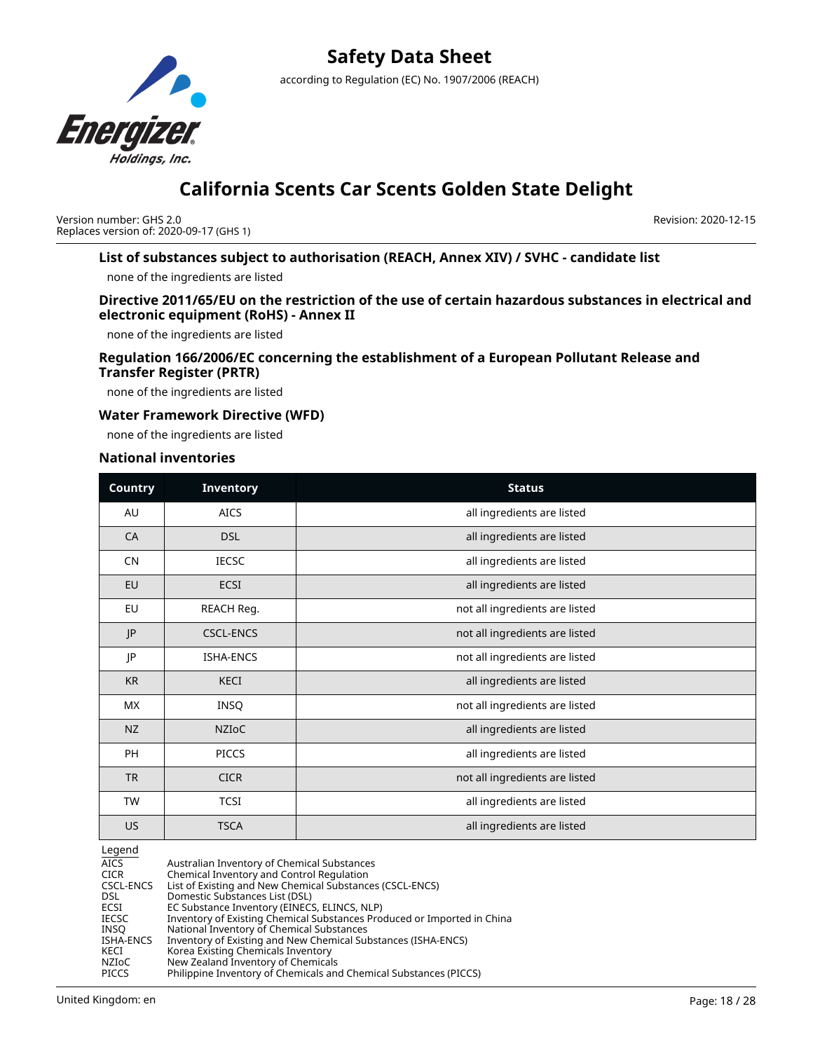#### List of substances subject to authorisation (REACH, Annex XIV) / SVHC - candidate list

none of the ingredients are listed

#### Directive 2011/65/EU on the restriction of the use of certain hazardous substances in electrical and electronic equipment (RoHS) - Annex II

none of the ingredients are listed

#### Regulation 166/2006/EC concerning the establishment of a European Pollutant Release and Transfer Register (PRTR)

none of the ingredients are listed

#### Water Framework Directive (WFD)

none of the ingredients are listed

#### National inventories

| Country | Inventory | Status |
|---|---|---|
| AU | AICS | all ingredients are listed |
| CA | DSL | all ingredients are listed |
| CN | IECSC | all ingredients are listed |
| EU | ECSI | all ingredients are listed |
| EU | REACH Reg. | not all ingredients are listed |
| JP | CSCL-ENCS | not all ingredients are listed |
| JP | ISHA-ENCS | not all ingredients are listed |
| KR | KECI | all ingredients are listed |
| MX | INSQ | not all ingredients are listed |
| NZ | NZIoC | all ingredients are listed |
| PH | PICCS | all ingredients are listed |
| TR | CICR | not all ingredients are listed |
| TW | TCSI | all ingredients are listed |
| US | TSCA | all ingredients are listed |

Legend

| | |
|---|---|
| AICS | Australian Inventory of Chemical Substances |
| CICR | Chemical Inventory and Control Regulation |
| CSCL-ENCS | List of Existing and New Chemical Substances (CSCL-ENCS) |
| DSL | Domestic Substances List (DSL) |
| ECSI | EC Substance Inventory (EINECS, ELINCS, NLP) |
| IECSC | Inventory of Existing Chemical Substances Produced or Imported in China |
| INSQ | National Inventory of Chemical Substances |
| ISHA-ENCS | Inventory of Existing and New Chemical Substances (ISHA-ENCS) |
| KECI | Korea Existing Chemicals Inventory |
| NZIoC | New Zealand Inventory of Chemicals |
| PICCS | Philippine Inventory of Chemicals and Chemical Substances (PICCS) |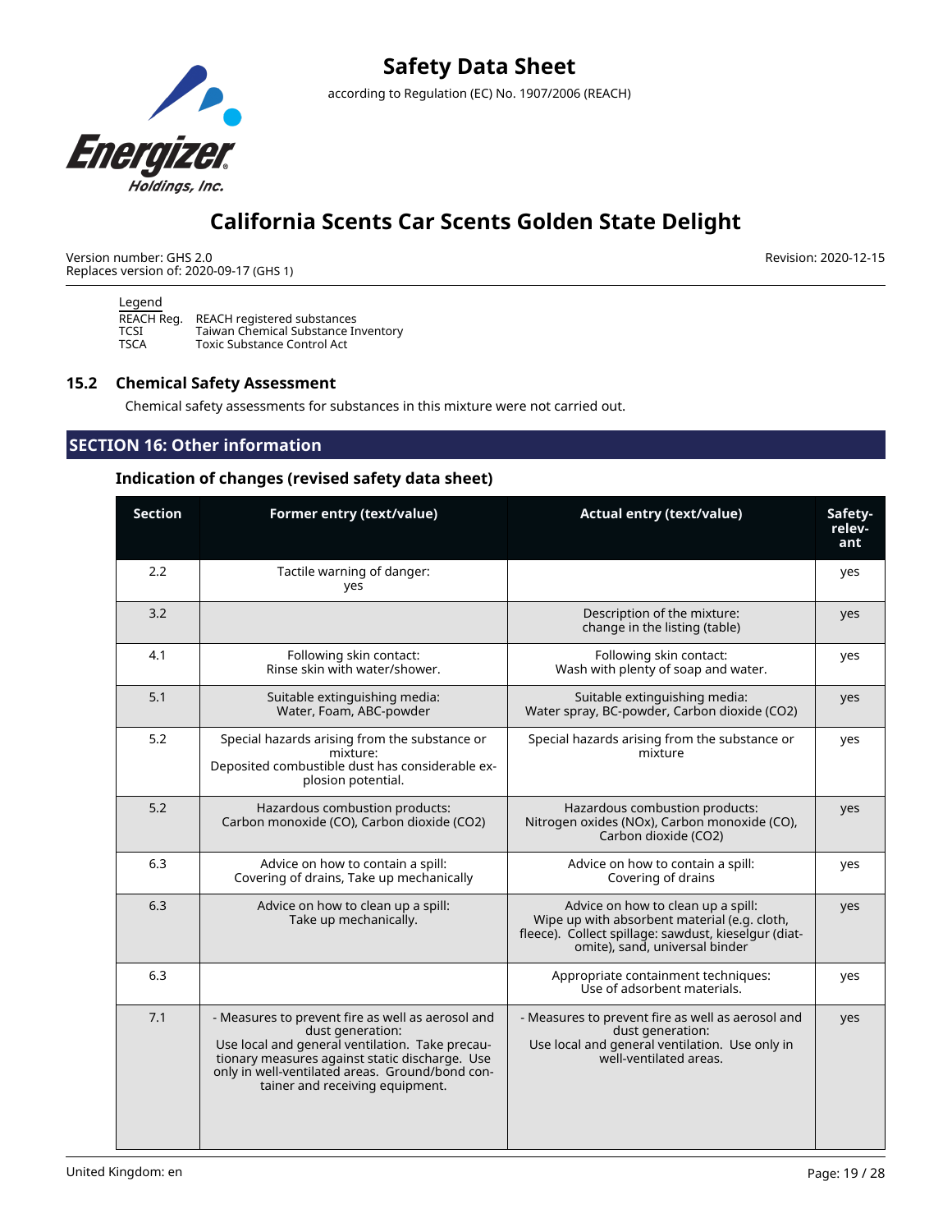Legend

| | |
|---|---|
| REACH Reg. | REACH registered substances |
| TCSI | Taiwan Chemical Substance Inventory |
| TSCA | Toxic Substance Control Act |

### 15.2 Chemical Safety Assessment

Chemical safety assessments for substances in this mixture were not carried out.

## SECTION 16: Other information

### Indication of changes (revised safety data sheet)

| Section | Former entry (text/value) | Actual entry (text/value) | Safety-relevant |
|---|---|---|---|
| 2.2 | Tactile warning of danger: yes | | yes |
| 3.2 | | Description of the mixture: change in the listing (table) | yes |
| 4.1 | Following skin contact: Rinse skin with water/shower. | Following skin contact: Wash with plenty of soap and water. | yes |
| 5.1 | Suitable extinguishing media: Water, Foam, ABC-powder | Suitable extinguishing media: Water spray, BC-powder, Carbon dioxide ($CO_2$) | yes |
| 5.2 | Special hazards arising from the substance or mixture: Deposited combustible dust has considerable explosion potential. | Special hazards arising from the substance or mixture | yes |
| 5.2 | Hazardous combustion products: Carbon monoxide (CO), Carbon dioxide ($CO_2$) | Hazardous combustion products: Nitrogen oxides (NOx), Carbon monoxide (CO), Carbon dioxide ($CO_2$) | yes |
| 6.3 | Advice on how to contain a spill: Covering of drains, Take up mechanically | Advice on how to contain a spill: Covering of drains | yes |
| 6.3 | Advice on how to clean up a spill: Take up mechanically. | Advice on how to clean up a spill: Wipe up with absorbent material (e.g. cloth, fleece). Collect spillage: sawdust, kieselgur (diatomite), sand, universal binder | yes |
| 6.3 | | Appropriate containment techniques: Use of adsorbent materials. | yes |
| 7.1 | - Measures to prevent fire as well as aerosol and dust generation: Use local and general ventilation. Take precautionary measures against static discharge. Use only in well-ventilated areas. Ground/bond container and receiving equipment. | - Measures to prevent fire as well as aerosol and dust generation: Use local and general ventilation. Use only in well-ventilated areas. | yes |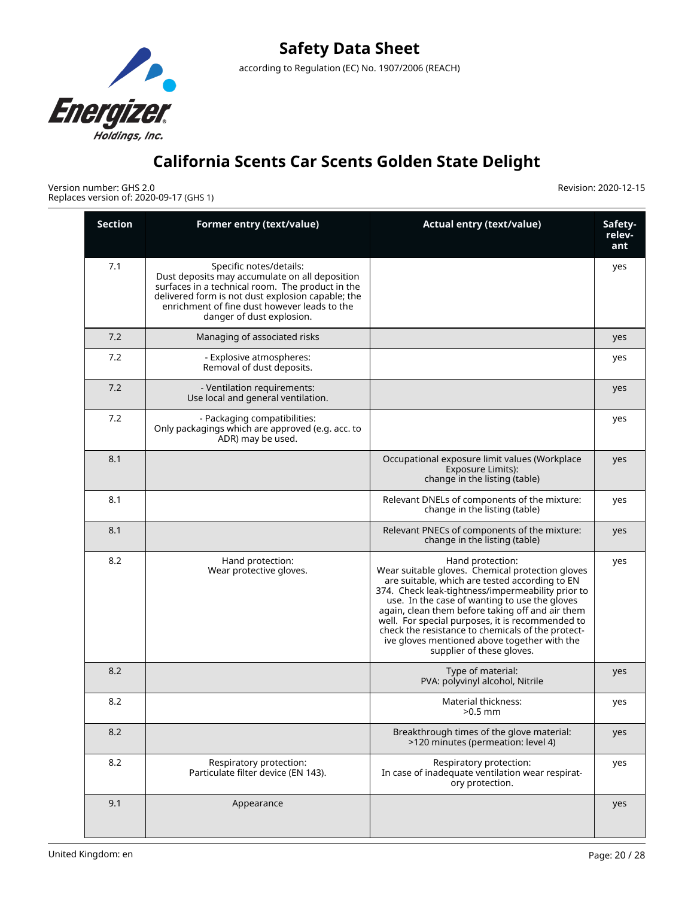| Section | Former entry (text/value) | Actual entry (text/value) | Safety-relevant |
|---|---|---|---|
| 7.1 | Specific notes/details: Dust deposits may accumulate on all deposition surfaces in a technical room. The product in the delivered form is not dust explosion capable; the enrichment of fine dust however leads to the danger of dust explosion. | | yes |
| 7.2 | Managing of associated risks | | yes |
| 7.2 | - Explosive atmospheres: Removal of dust deposits. | | yes |
| 7.2 | - Ventilation requirements: Use local and general ventilation. | | yes |
| 7.2 | - Packaging compatibilities: Only packagings which are approved (e.g. acc. to ADR) may be used. | | yes |
| 8.1 | | Occupational exposure limit values (Workplace Exposure Limits): change in the listing (table) | yes |
| 8.1 | | Relevant DNELs of components of the mixture: change in the listing (table) | yes |
| 8.1 | | Relevant PNECs of components of the mixture: change in the listing (table) | yes |
| 8.2 | Hand protection: Wear protective gloves. | Hand protection: Wear suitable gloves. Chemical protection gloves are suitable, which are tested according to EN 374. Check leak-tightness/impermeability prior to use. In the case of wanting to use the gloves again, clean them before taking off and air them well. For special purposes, it is recommended to check the resistance to chemicals of the protective gloves mentioned above together with the supplier of these gloves. | yes |
| 8.2 | | Type of material: PVA: polyvinyl alcohol, Nitrile | yes |
| 8.2 | | Material thickness: >0.5 mm | yes |
| 8.2 | | Breakthrough times of the glove material: >120 minutes (permeation: level 4) | yes |
| 8.2 | Respiratory protection: Particulate filter device (EN 143). | Respiratory protection: In case of inadequate ventilation wear respiratory protection. | yes |
| 9.1 | Appearance | | yes |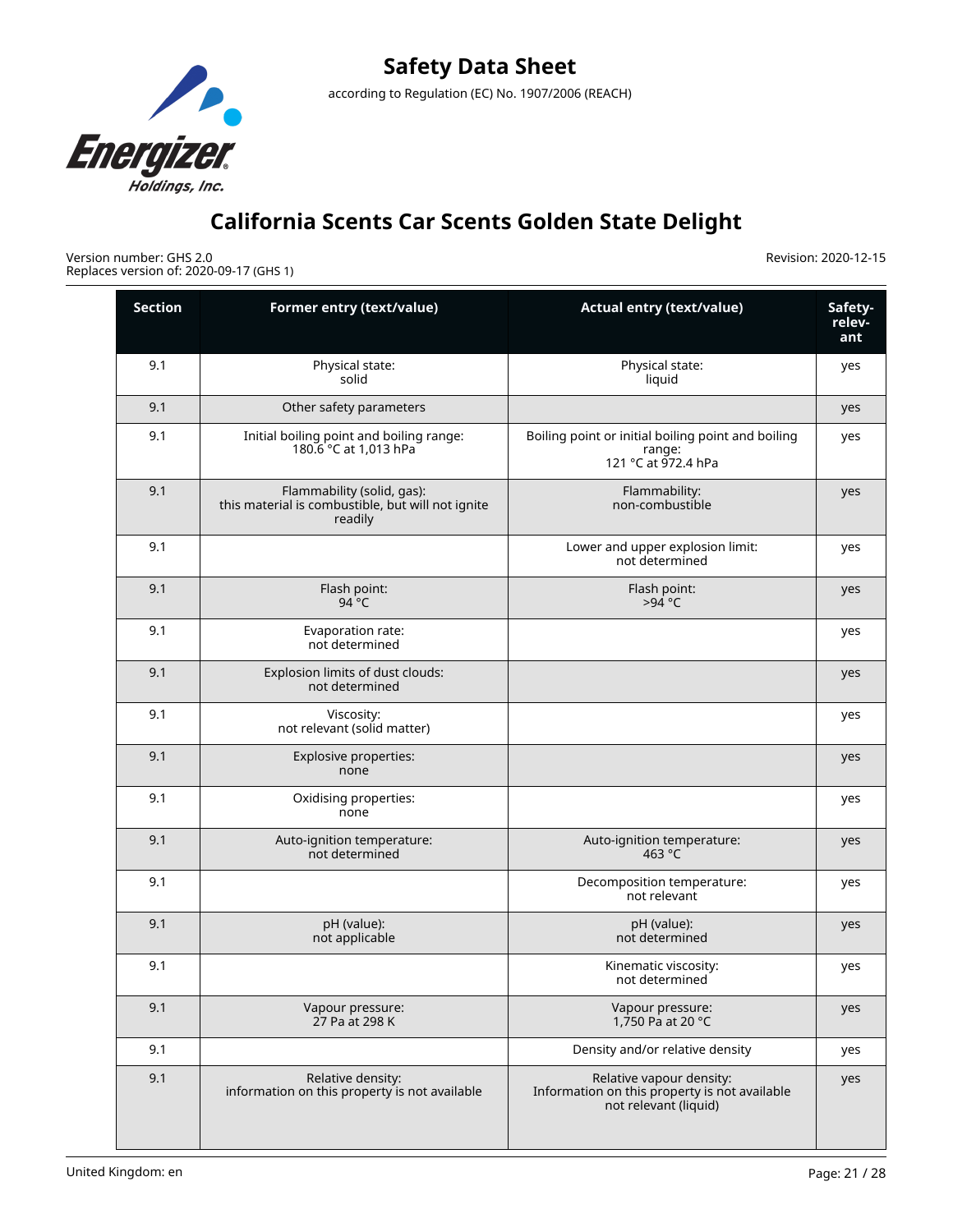# Safety Data Sheet

according to Regulation (EC) No. 1907/2006 (REACH)

# California Scents Car Scents Golden State Delight

Version number: GHS 2.0
Replaces version of: 2020-09-17 (GHS 1)

Revision: 2020-12-15

| Section | Former entry (text/value) | Actual entry (text/value) | Safety-relevant |
|---|---|---|---|
| 9.1 | Physical state: solid | Physical state: liquid | yes |
| 9.1 | Other safety parameters | | yes |
| 9.1 | Initial boiling point and boiling range: 180.6 °C at 1,013 hPa | Boiling point or initial boiling point and boiling range: 121 °C at 972.4 hPa | yes |
| 9.1 | Flammability (solid, gas): this material is combustible, but will not ignite readily | Flammability: non-combustible | yes |
| 9.1 | | Lower and upper explosion limit: not determined | yes |
| 9.1 | Flash point: 94 °C | Flash point: >94 °C | yes |
| 9.1 | Evaporation rate: not determined | | yes |
| 9.1 | Explosion limits of dust clouds: not determined | | yes |
| 9.1 | Viscosity: not relevant (solid matter) | | yes |
| 9.1 | Explosive properties: none | | yes |
| 9.1 | Oxidising properties: none | | yes |
| 9.1 | Auto-ignition temperature: not determined | Auto-ignition temperature: 463 °C | yes |
| 9.1 | | Decomposition temperature: not relevant | yes |
| 9.1 | pH (value): not applicable | pH (value): not determined | yes |
| 9.1 | | Kinematic viscosity: not determined | yes |
| 9.1 | Vapour pressure: 27 Pa at 298 K | Vapour pressure: 1,750 Pa at 20 °C | yes |
| 9.1 | | Density and/or relative density | yes |
| 9.1 | Relative density: information on this property is not available | Relative vapour density: Information on this property is not available not relevant (liquid) | yes |

United Kingdom: en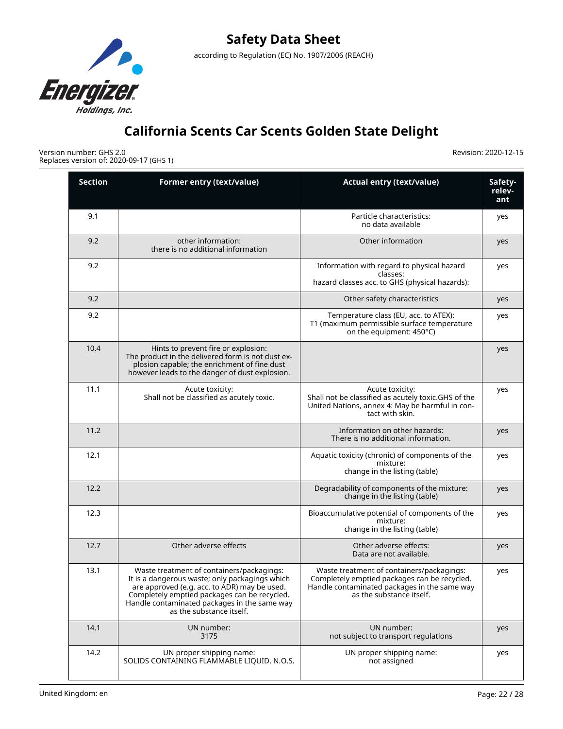# Safety Data Sheet

according to Regulation (EC) No. 1907/2006 (REACH)

# California Scents Car Scents Golden State Delight

Version number: GHS 2.0
Replaces version of: 2020-09-17 (GHS 1)

Revision: 2020-12-15

| Section | Former entry (text/value) | Actual entry (text/value) | Safety-relev-ant |
|---|---|---|---|
| 9.1 | | Particle characteristics:<br>no data available | yes |
| 9.2 | other information:<br>there is no additional information | Other information | yes |
| 9.2 | | Information with regard to physical hazard classes:<br>hazard classes acc. to GHS (physical hazards): | yes |
| 9.2 | | Other safety characteristics | yes |
| 9.2 | | Temperature class (EU, acc. to ATEX):<br>T1 (maximum permissible surface temperature on the equipment: 450°C) | yes |
| 10.4 | Hints to prevent fire or explosion:<br>The product in the delivered form is not dust explosion capable; the enrichment of fine dust however leads to the danger of dust explosion. | | yes |
| 11.1 | Acute toxicity:<br>Shall not be classified as acutely toxic. | Acute toxicity:<br>Shall not be classified as acutely toxic.GHS of the United Nations, annex 4: May be harmful in contact with skin. | yes |
| 11.2 | | Information on other hazards:<br>There is no additional information. | yes |
| 12.1 | | Aquatic toxicity (chronic) of components of the mixture:<br>change in the listing (table) | yes |
| 12.2 | | Degradability of components of the mixture:<br>change in the listing (table) | yes |
| 12.3 | | Bioaccumulative potential of components of the mixture:<br>change in the listing (table) | yes |
| 12.7 | Other adverse effects | Other adverse effects:<br>Data are not available. | yes |
| 13.1 | Waste treatment of containers/packagings:<br>It is a dangerous waste; only packagings which are approved (e.g. acc. to ADR) may be used. Completely emptied packages can be recycled. Handle contaminated packages in the same way as the substance itself. | Waste treatment of containers/packagings:<br>Completely emptied packages can be recycled. Handle contaminated packages in the same way as the substance itself. | yes |
| 14.1 | UN number:<br>3175 | UN number:<br>not subject to transport regulations | yes |
| 14.2 | UN proper shipping name:<br>SOLIDS CONTAINING FLAMMABLE LIQUID, N.O.S. | UN proper shipping name:<br>not assigned | yes |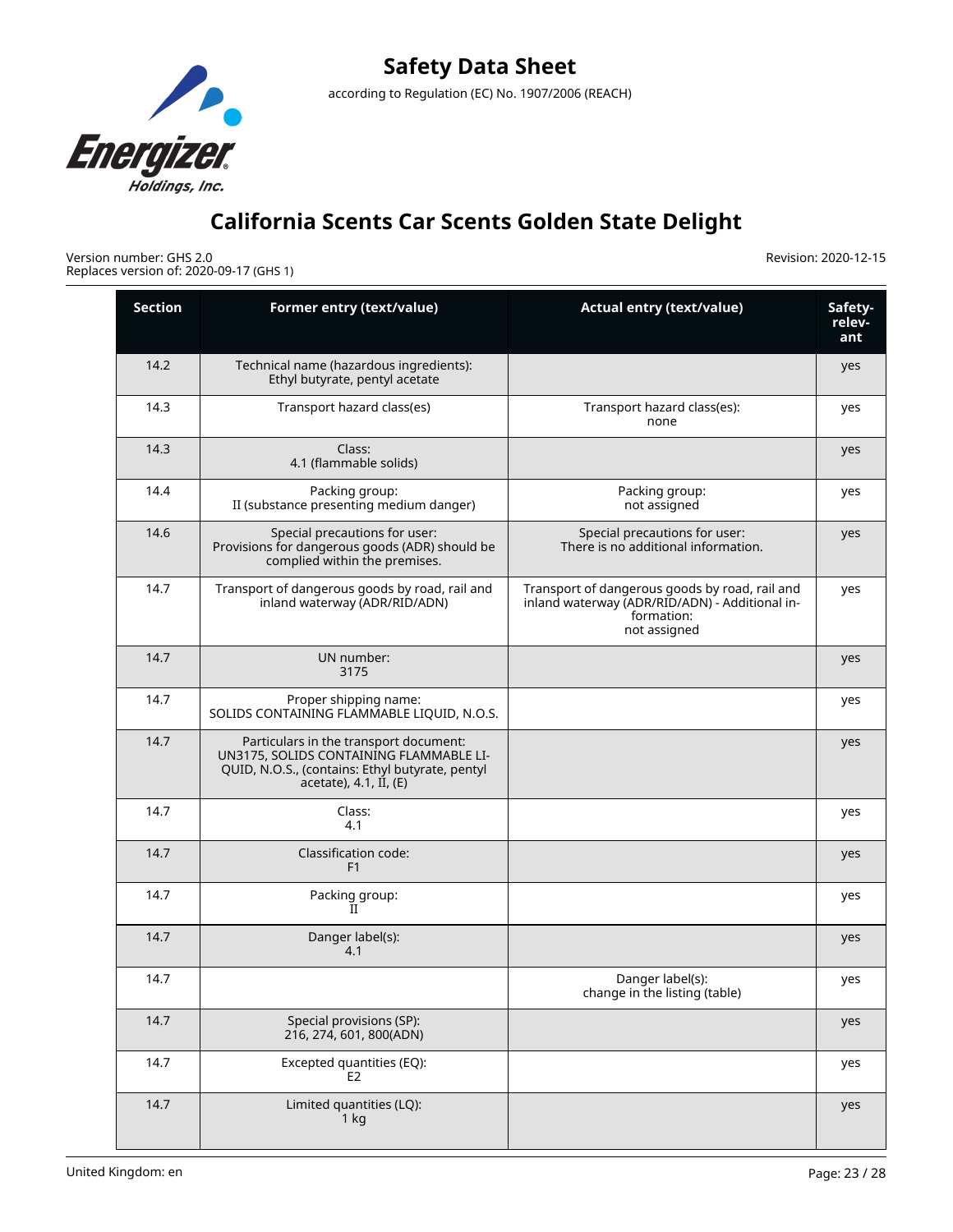| Section | Former entry (text/value) | Actual entry (text/value) | Safety-relevant |
|---|---|---|---|
| 14.2 | Technical name (hazardous ingredients): Ethyl butyrate, pentyl acetate | | yes |
| 14.3 | Transport hazard class(es) | Transport hazard class(es): none | yes |
| 14.3 | Class: 4.1 (flammable solids) | | yes |
| 14.4 | Packing group: II (substance presenting medium danger) | Packing group: not assigned | yes |
| 14.6 | Special precautions for user: Provisions for dangerous goods (ADR) should be complied within the premises. | Special precautions for user: There is no additional information. | yes |
| 14.7 | Transport of dangerous goods by road, rail and inland waterway (ADR/RID/ADN) | Transport of dangerous goods by road, rail and inland waterway (ADR/RID/ADN) - Additional information: not assigned | yes |
| 14.7 | UN number: 3175 | | yes |
| 14.7 | Proper shipping name: SOLIDS CONTAINING FLAMMABLE LIQUID, N.O.S. | | yes |
| 14.7 | Particulars in the transport document: UN3175, SOLIDS CONTAINING FLAMMABLE LIQUID, N.O.S., (contains: Ethyl butyrate, pentyl acetate), 4.1, II, (E) | | yes |
| 14.7 | Class: 4.1 | | yes |
| 14.7 | Classification code: F1 | | yes |
| 14.7 | Packing group: II | | yes |
| 14.7 | Danger label(s): 4.1 | | yes |
| 14.7 | | Danger label(s): change in the listing (table) | yes |
| 14.7 | Special provisions (SP): 216, 274, 601, 800(ADN) | | yes |
| 14.7 | Excepted quantities (EQ): E2 | | yes |
| 14.7 | Limited quantities (LQ): 1 kg | | yes |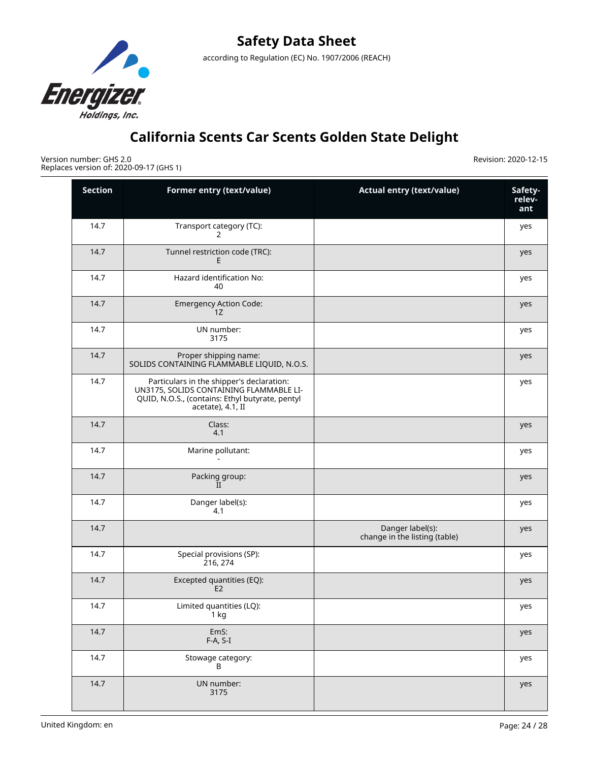# Safety Data Sheet

according to Regulation (EC) No. 1907/2006 (REACH)

# California Scents Car Scents Golden State Delight

Version number: GHS 2.0
Replaces version of: 2020-09-17 (GHS 1)

Revision: 2020-12-15

| Section | Former entry (text/value) | Actual entry (text/value) | Safety-relevant |
|---|---|---|---|
| 14.7 | Transport category (TC):<br>2 | | yes |
| 14.7 | Tunnel restriction code (TRC):<br>E | | yes |
| 14.7 | Hazard identification No:<br>40 | | yes |
| 14.7 | Emergency Action Code:<br>1Z | | yes |
| 14.7 | UN number:<br>3175 | | yes |
| 14.7 | Proper shipping name:<br>SOLIDS CONTAINING FLAMMABLE LIQUID, N.O.S. | | yes |
| 14.7 | Particulars in the shipper's declaration:<br>UN3175, SOLIDS CONTAINING FLAMMABLE LIQUID, N.O.S., (contains: Ethyl butyrate, pentyl acetate), 4.1, II | | yes |
| 14.7 | Class:<br>4.1 | | yes |
| 14.7 | Marine pollutant:<br>- | | yes |
| 14.7 | Packing group:<br>II | | yes |
| 14.7 | Danger label(s):<br>4.1 | | yes |
| 14.7 | | Danger label(s):<br>change in the listing (table) | yes |
| 14.7 | Special provisions (SP):<br>216, 274 | | yes |
| 14.7 | Excepted quantities (EQ):<br>E2 | | yes |
| 14.7 | Limited quantities (LQ):<br>1 kg | | yes |
| 14.7 | EmS:<br>F-A, S-I | | yes |
| 14.7 | Stowage category:<br>B | | yes |
| 14.7 | UN number:<br>3175 | | yes |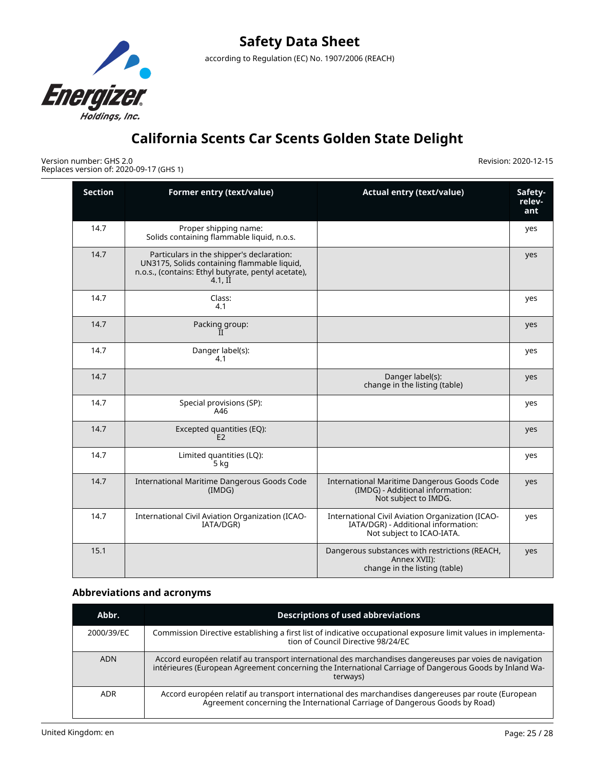| Section | Former entry (text/value) | Actual entry (text/value) | Safety-relevant |
|---|---|---|---|
| 14.7 | Proper shipping name: Solids containing flammable liquid, n.o.s. | | yes |
| 14.7 | Particulars in the shipper's declaration: UN3175, Solids containing flammable liquid, n.o.s., (contains: Ethyl butyrate, pentyl acetate), 4.1, II | | yes |
| 14.7 | Class: 4.1 | | yes |
| 14.7 | Packing group: II | | yes |
| 14.7 | Danger label(s): 4.1 | | yes |
| 14.7 | | Danger label(s): change in the listing (table) | yes |
| 14.7 | Special provisions (SP): A46 | | yes |
| 14.7 | Excepted quantities (EQ): E2 | | yes |
| 14.7 | Limited quantities (LQ): 5 kg | | yes |
| 14.7 | International Maritime Dangerous Goods Code (IMDG) | International Maritime Dangerous Goods Code (IMDG) - Additional information: Not subject to IMDG. | yes |
| 14.7 | International Civil Aviation Organization (ICAO-IATA/DGR) | International Civil Aviation Organization (ICAO-IATA/DGR) - Additional information: Not subject to ICAO-IATA. | yes |
| 15.1 | | Dangerous substances with restrictions (REACH, Annex XVII): change in the listing (table) | yes |

### Abbreviations and acronyms

| Abbr. | Descriptions of used abbreviations |
|---|---|
| 2000/39/EC | Commission Directive establishing a first list of indicative occupational exposure limit values in implementation of Council Directive 98/24/EC |
| ADN | Accord européen relatif au transport international des marchandises dangereuses par voies de navigation intérieures (European Agreement concerning the International Carriage of Dangerous Goods by Inland Waterways) |
| ADR | Accord européen relatif au transport international des marchandises dangereuses par route (European Agreement concerning the International Carriage of Dangerous Goods by Road) |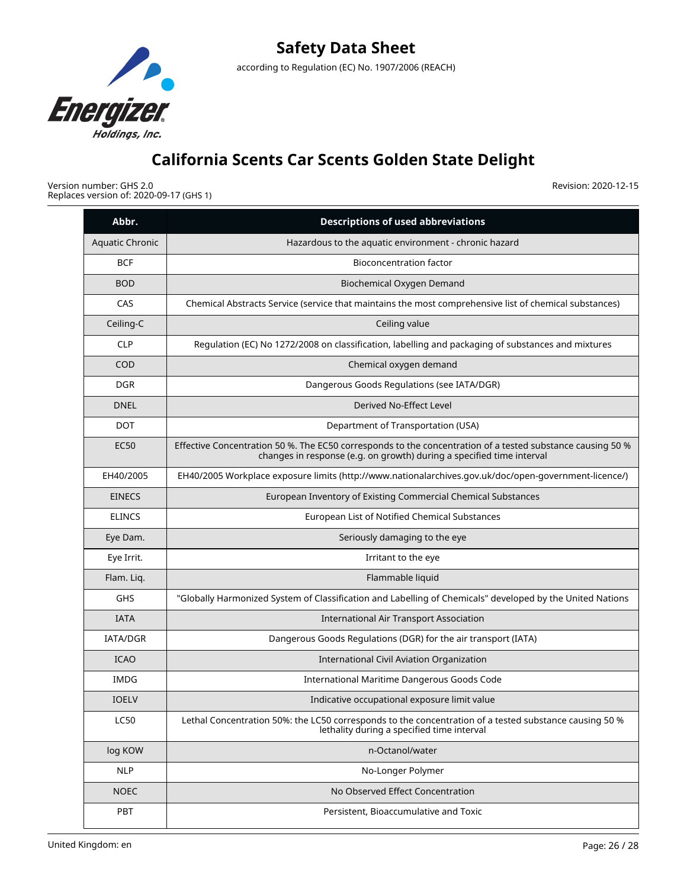| Abbr. | Descriptions of used abbreviations |
|---|---|
| Aquatic Chronic | Hazardous to the aquatic environment - chronic hazard |
| BCF | Bioconcentration factor |
| BOD | Biochemical Oxygen Demand |
| CAS | Chemical Abstracts Service (service that maintains the most comprehensive list of chemical substances) |
| Ceiling-C | Ceiling value |
| CLP | Regulation (EC) No 1272/2008 on classification, labelling and packaging of substances and mixtures |
| COD | Chemical oxygen demand |
| DGR | Dangerous Goods Regulations (see IATA/DGR) |
| DNEL | Derived No-Effect Level |
| DOT | Department of Transportation (USA) |
| EC50 | Effective Concentration 50 %. The EC50 corresponds to the concentration of a tested substance causing 50 % changes in response (e.g. on growth) during a specified time interval |
| EH40/2005 | EH40/2005 Workplace exposure limits (http://www.nationalarchives.gov.uk/doc/open-government-licence/) |
| EINECS | European Inventory of Existing Commercial Chemical Substances |
| ELINCS | European List of Notified Chemical Substances |
| Eye Dam. | Seriously damaging to the eye |
| Eye Irrit. | Irritant to the eye |
| Flam. Liq. | Flammable liquid |
| GHS | "Globally Harmonized System of Classification and Labelling of Chemicals" developed by the United Nations |
| IATA | International Air Transport Association |
| IATA/DGR | Dangerous Goods Regulations (DGR) for the air transport (IATA) |
| ICAO | International Civil Aviation Organization |
| IMDG | International Maritime Dangerous Goods Code |
| IOELV | Indicative occupational exposure limit value |
| LC50 | Lethal Concentration 50%: the LC50 corresponds to the concentration of a tested substance causing 50 % lethality during a specified time interval |
| log KOW | n-Octanol/water |
| NLP | No-Longer Polymer |
| NOEC | No Observed Effect Concentration |
| PBT | Persistent, Bioaccumulative and Toxic |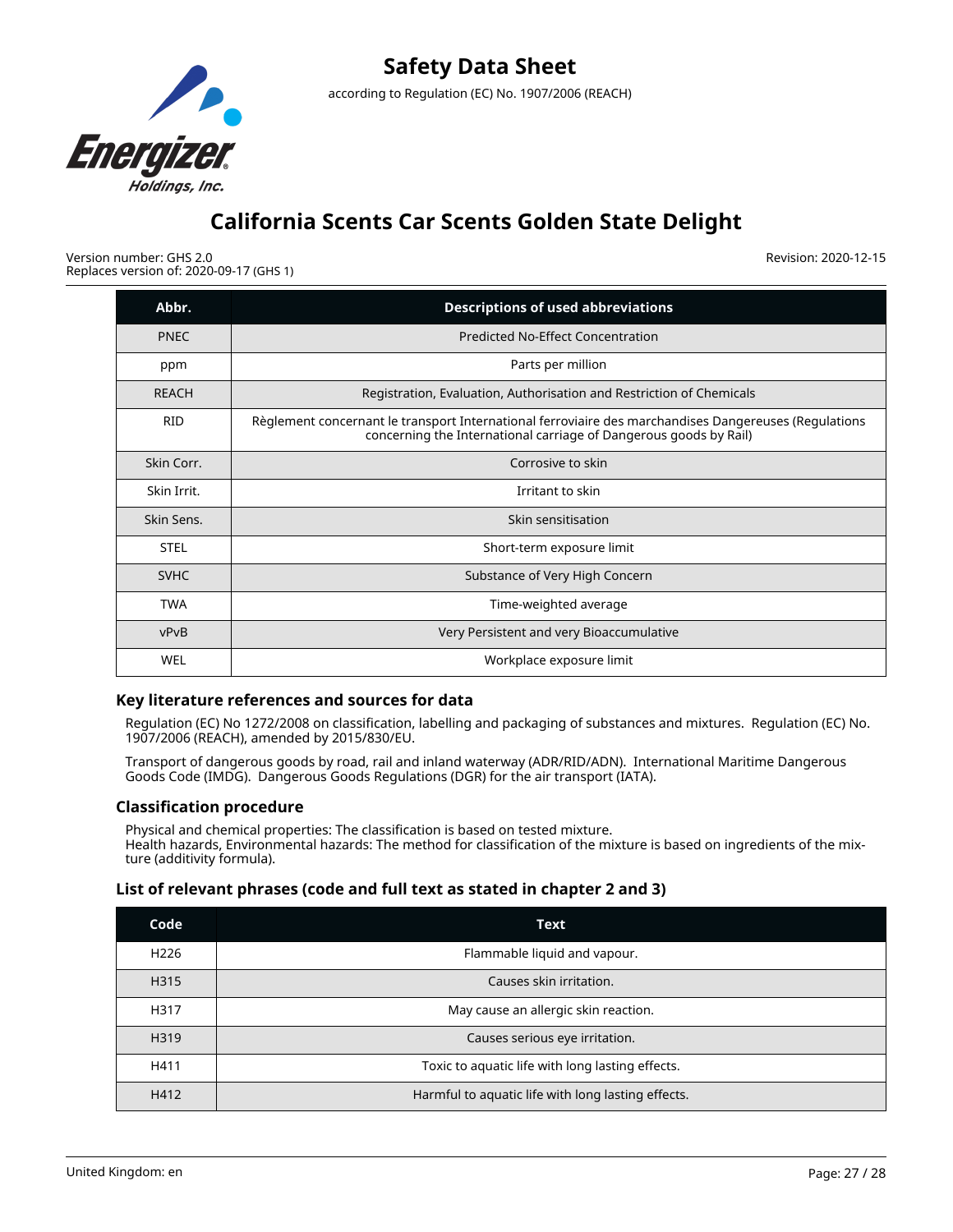| Abbr. | Descriptions of used abbreviations |
|---|---|
| PNEC | Predicted No-Effect Concentration |
| ppm | Parts per million |
| REACH | Registration, Evaluation, Authorisation and Restriction of Chemicals |
| RID | Règlement concernant le transport International ferroviaire des marchandises Dangereuses (Regulations concerning the International carriage of Dangerous goods by Rail) |
| Skin Corr. | Corrosive to skin |
| Skin Irrit. | Irritant to skin |
| Skin Sens. | Skin sensitisation |
| STEL | Short-term exposure limit |
| SVHC | Substance of Very High Concern |
| TWA | Time-weighted average |
| vPvB | Very Persistent and very Bioaccumulative |
| WEL | Workplace exposure limit |

### Key literature references and sources for data

Regulation (EC) No 1272/2008 on classification, labelling and packaging of substances and mixtures. Regulation (EC) No. 1907/2006 (REACH), amended by 2015/830/EU.

Transport of dangerous goods by road, rail and inland waterway (ADR/RID/ADN). International Maritime Dangerous Goods Code (IMDG). Dangerous Goods Regulations (DGR) for the air transport (IATA).

### Classification procedure

Physical and chemical properties: The classification is based on tested mixture.
Health hazards, Environmental hazards: The method for classification of the mixture is based on ingredients of the mixture (additivity formula).

### List of relevant phrases (code and full text as stated in chapter 2 and 3)

| Code | Text |
|---|---|
| H226 | Flammable liquid and vapour. |
| H315 | Causes skin irritation. |
| H317 | May cause an allergic skin reaction. |
| H319 | Causes serious eye irritation. |
| H411 | Toxic to aquatic life with long lasting effects. |
| H412 | Harmful to aquatic life with long lasting effects. |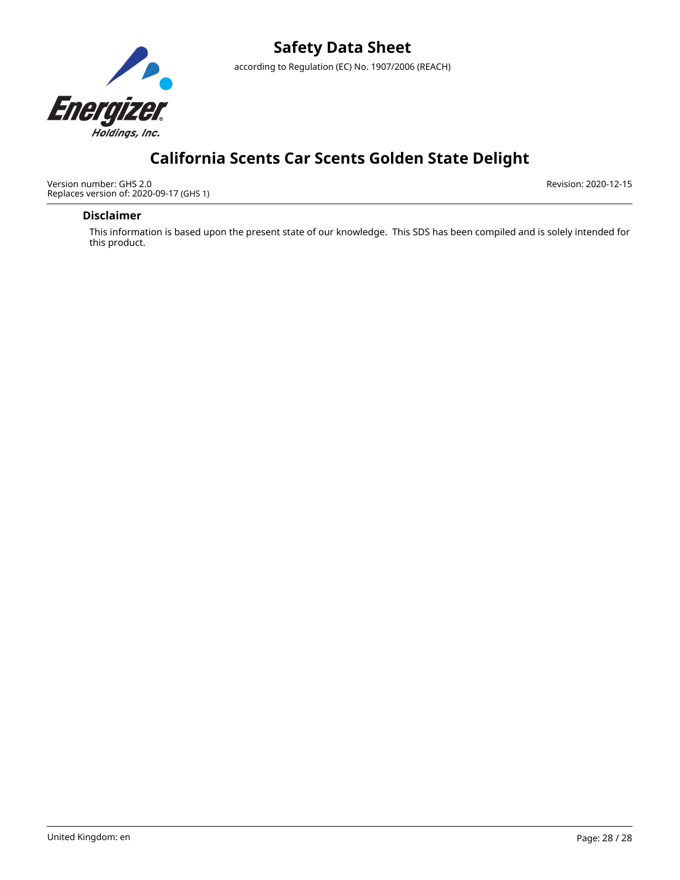### Disclaimer

This information is based upon the present state of our knowledge. This SDS has been compiled and is solely intended for this product.